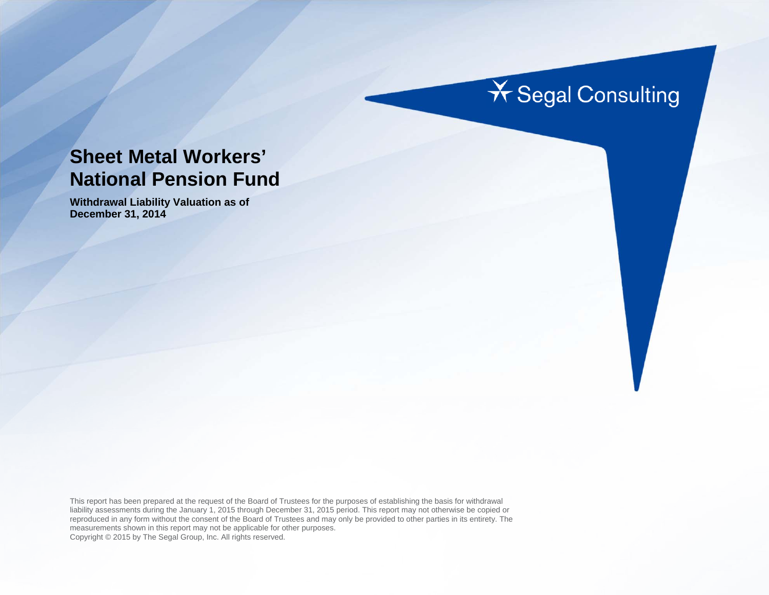Segal Consulting

# Sheet Metal Workers' National Pension Fund

**Withdrawal Liability Valuation as of December 31, 2014**

This report has been prepared at the request of the Board of Trustees for the purposes of establishing the basis for withdrawal liability assessments during the January 1, 2015 through December 31, 2015 period. This report may not otherwise be copied or reproduced in any form without the consent of the Board of Trustees and may only be provided to other parties in its entirety. The measurements shown in this report may not be applicable for other purposes.
Copyright © 2015 by The Segal Group, Inc. All rights reserved.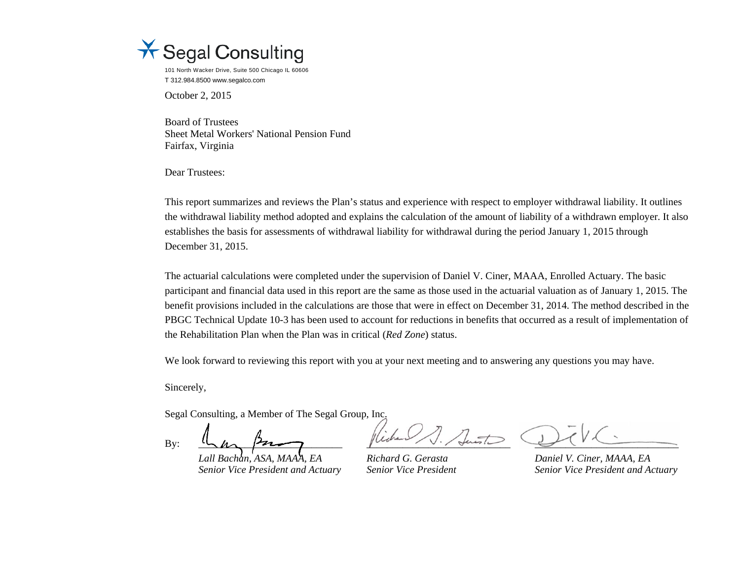Segal Consulting

101 North Wacker Drive, Suite 500 Chicago IL 60606
T 312.984.8500 www.segalco.com

October 2, 2015

Board of Trustees
Sheet Metal Workers' National Pension Fund
Fairfax, Virginia

Dear Trustees:

This report summarizes and reviews the Plan's status and experience with respect to employer withdrawal liability. It outlines the withdrawal liability method adopted and explains the calculation of the amount of liability of a withdrawn employer. It also establishes the basis for assessments of withdrawal liability for withdrawal during the period January 1, 2015 through December 31, 2015.

The actuarial calculations were completed under the supervision of Daniel V. Ciner, MAAA, Enrolled Actuary. The basic participant and financial data used in this report are the same as those used in the actuarial valuation as of January 1, 2015. The benefit provisions included in the calculations are those that were in effect on December 31, 2014. The method described in the PBGC Technical Update 10-3 has been used to account for reductions in benefits that occurred as a result of implementation of the Rehabilitation Plan when the Plan was in critical (*Red Zone*) status.

We look forward to reviewing this report with you at your next meeting and to answering any questions you may have.

Sincerely,

Segal Consulting, a Member of The Segal Group, Inc.

By:

*Lall Bachan, ASA, MAAA, EA*
*Senior Vice President and Actuary*

*Richard G. Gerasta*
*Senior Vice President*

*Daniel V. Ciner, MAAA, EA*
*Senior Vice President and Actuary*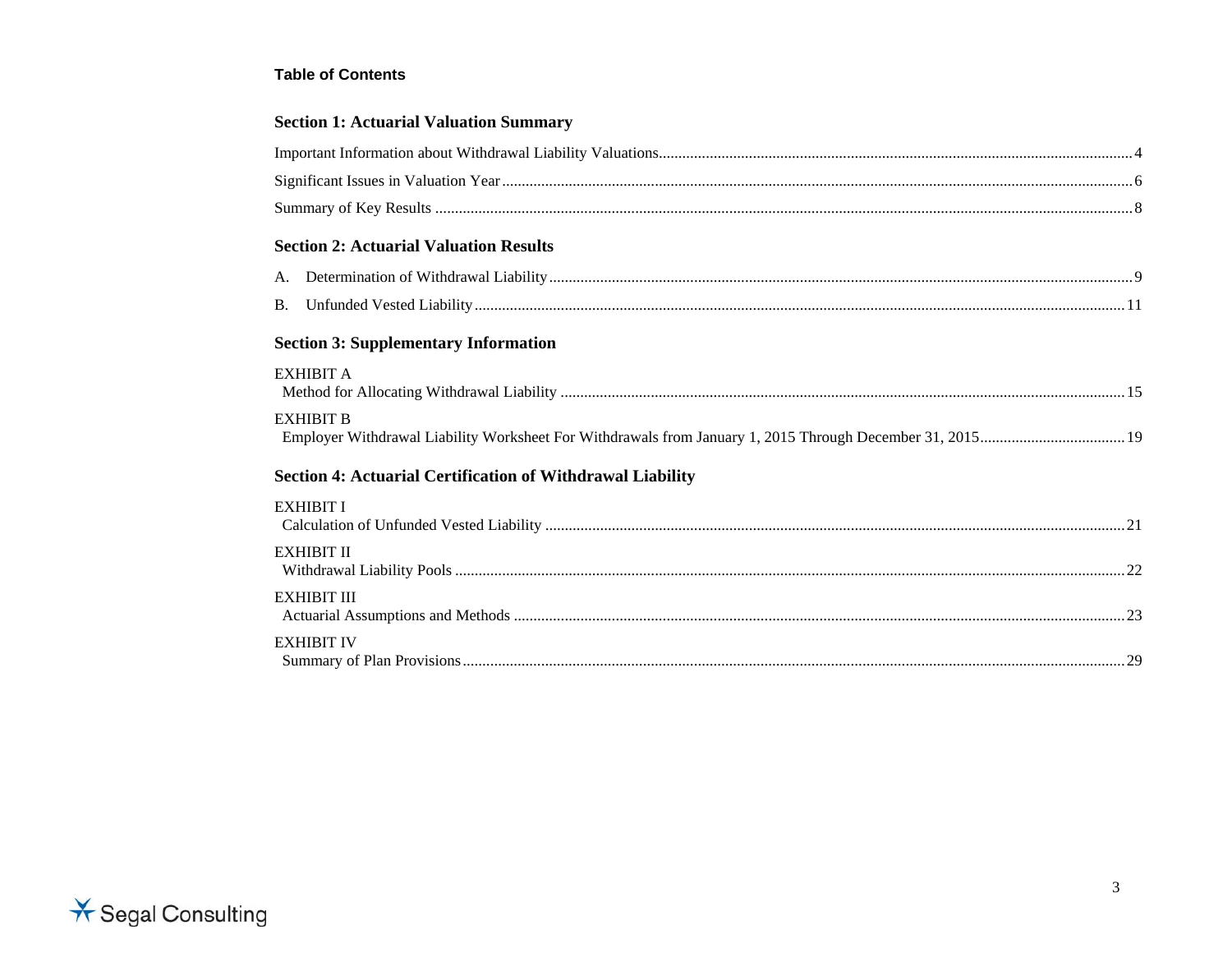**Table of Contents**

## Section 1: Actuarial Valuation Summary

Important Information about Withdrawal Liability Valuations........4

Significant Issues in Valuation Year........6

Summary of Key Results........8

## Section 2: Actuarial Valuation Results

A. Determination of Withdrawal Liability........9

B. Unfunded Vested Liability........11

## Section 3: Supplementary Information

EXHIBIT A
Method for Allocating Withdrawal Liability........15

EXHIBIT B
Employer Withdrawal Liability Worksheet For Withdrawals from January 1, 2015 Through December 31, 2015........19

## Section 4: Actuarial Certification of Withdrawal Liability

EXHIBIT I
Calculation of Unfunded Vested Liability........21

EXHIBIT II
Withdrawal Liability Pools........22

EXHIBIT III
Actuarial Assumptions and Methods........23

EXHIBIT IV
Summary of Plan Provisions........29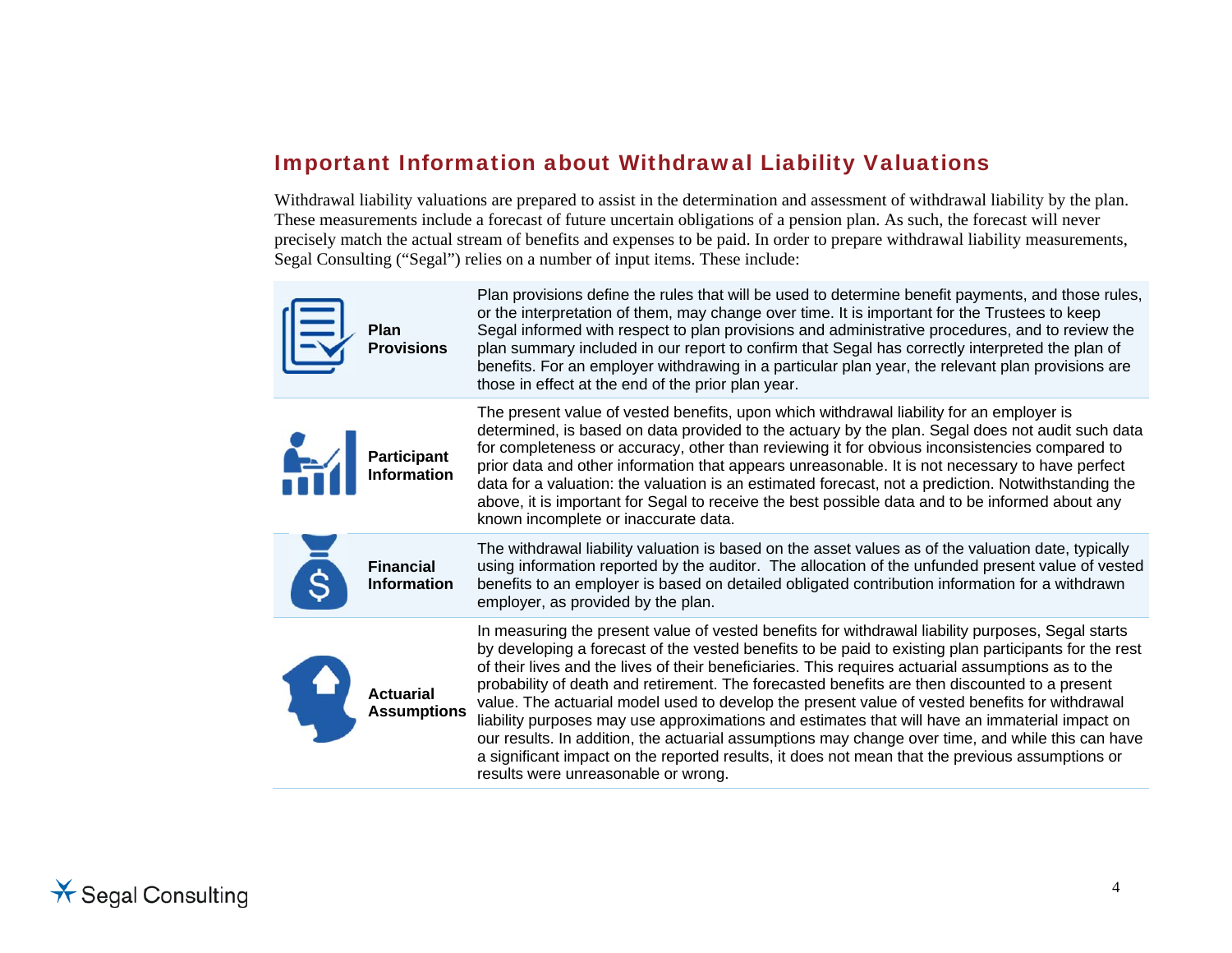## Important Information about Withdrawal Liability Valuations

Withdrawal liability valuations are prepared to assist in the determination and assessment of withdrawal liability by the plan. These measurements include a forecast of future uncertain obligations of a pension plan. As such, the forecast will never precisely match the actual stream of benefits and expenses to be paid. In order to prepare withdrawal liability measurements, Segal Consulting ("Segal") relies on a number of input items. These include:

| | |
|---|---|
| **Plan Provisions** | Plan provisions define the rules that will be used to determine benefit payments, and those rules, or the interpretation of them, may change over time. It is important for the Trustees to keep Segal informed with respect to plan provisions and administrative procedures, and to review the plan summary included in our report to confirm that Segal has correctly interpreted the plan of benefits. For an employer withdrawing in a particular plan year, the relevant plan provisions are those in effect at the end of the prior plan year. |
| **Participant Information** | The present value of vested benefits, upon which withdrawal liability for an employer is determined, is based on data provided to the actuary by the plan. Segal does not audit such data for completeness or accuracy, other than reviewing it for obvious inconsistencies compared to prior data and other information that appears unreasonable. It is not necessary to have perfect data for a valuation: the valuation is an estimated forecast, not a prediction. Notwithstanding the above, it is important for Segal to receive the best possible data and to be informed about any known incomplete or inaccurate data. |
| **Financial Information** | The withdrawal liability valuation is based on the asset values as of the valuation date, typically using information reported by the auditor. The allocation of the unfunded present value of vested benefits to an employer is based on detailed obligated contribution information for a withdrawn employer, as provided by the plan. |
| **Actuarial Assumptions** | In measuring the present value of vested benefits for withdrawal liability purposes, Segal starts by developing a forecast of the vested benefits to be paid to existing plan participants for the rest of their lives and the lives of their beneficiaries. This requires actuarial assumptions as to the probability of death and retirement. The forecasted benefits are then discounted to a present value. The actuarial model used to develop the present value of vested benefits for withdrawal liability purposes may use approximations and estimates that will have an immaterial impact on our results. In addition, the actuarial assumptions may change over time, and while this can have a significant impact on the reported results, it does not mean that the previous assumptions or results were unreasonable or wrong. |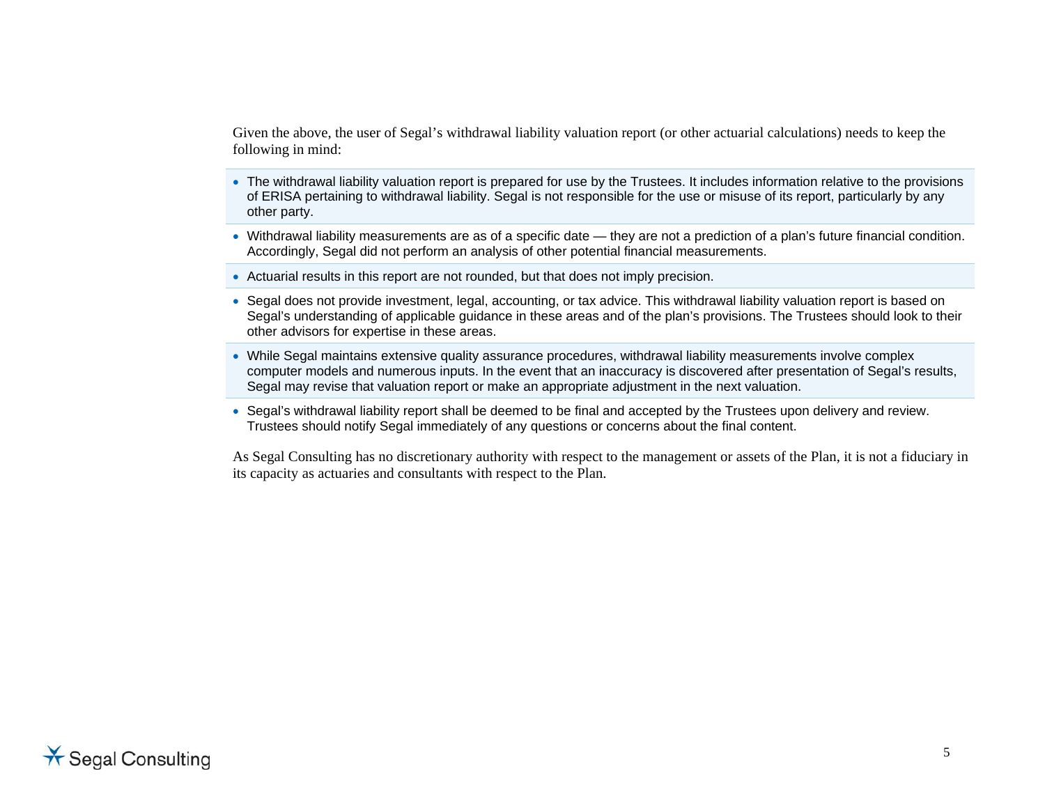Given the above, the user of Segal's withdrawal liability valuation report (or other actuarial calculations) needs to keep the following in mind:

- The withdrawal liability valuation report is prepared for use by the Trustees. It includes information relative to the provisions of ERISA pertaining to withdrawal liability. Segal is not responsible for the use or misuse of its report, particularly by any other party.
- Withdrawal liability measurements are as of a specific date — they are not a prediction of a plan's future financial condition. Accordingly, Segal did not perform an analysis of other potential financial measurements.
- Actuarial results in this report are not rounded, but that does not imply precision.
- Segal does not provide investment, legal, accounting, or tax advice. This withdrawal liability valuation report is based on Segal's understanding of applicable guidance in these areas and of the plan's provisions. The Trustees should look to their other advisors for expertise in these areas.
- While Segal maintains extensive quality assurance procedures, withdrawal liability measurements involve complex computer models and numerous inputs. In the event that an inaccuracy is discovered after presentation of Segal's results, Segal may revise that valuation report or make an appropriate adjustment in the next valuation.
- Segal's withdrawal liability report shall be deemed to be final and accepted by the Trustees upon delivery and review. Trustees should notify Segal immediately of any questions or concerns about the final content.

As Segal Consulting has no discretionary authority with respect to the management or assets of the Plan, it is not a fiduciary in its capacity as actuaries and consultants with respect to the Plan.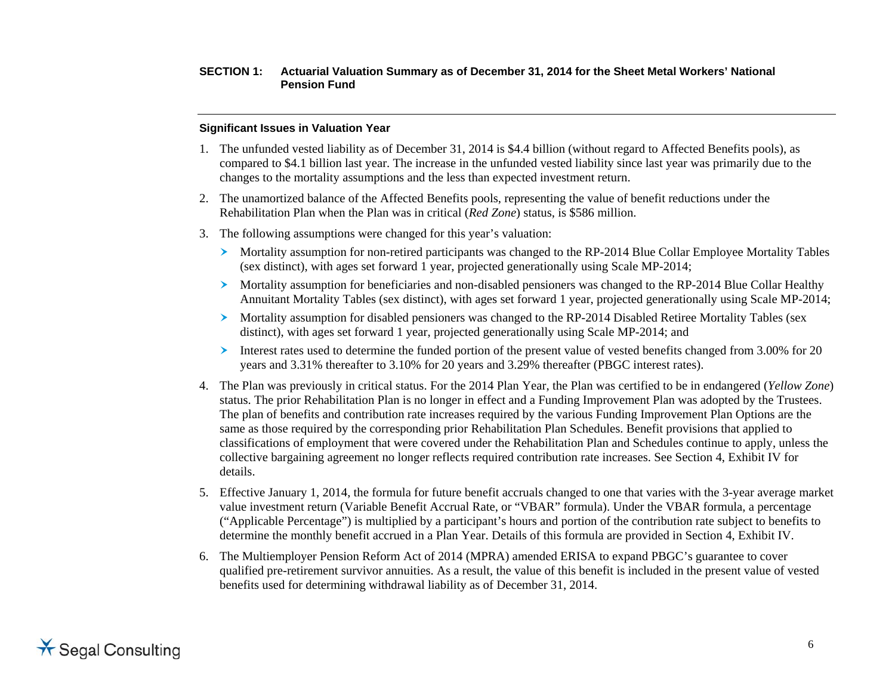**SECTION 1: Actuarial Valuation Summary as of December 31, 2014 for the Sheet Metal Workers' National Pension Fund**

### Significant Issues in Valuation Year

1. The unfunded vested liability as of December 31, 2014 is $4.4 billion (without regard to Affected Benefits pools), as compared to $4.1 billion last year. The increase in the unfunded vested liability since last year was primarily due to the changes to the mortality assumptions and the less than expected investment return.
2. The unamortized balance of the Affected Benefits pools, representing the value of benefit reductions under the Rehabilitation Plan when the Plan was in critical (*Red Zone*) status, is $586 million.
3. The following assumptions were changed for this year's valuation:
   - Mortality assumption for non-retired participants was changed to the RP-2014 Blue Collar Employee Mortality Tables (sex distinct), with ages set forward 1 year, projected generationally using Scale MP-2014;
   - Mortality assumption for beneficiaries and non-disabled pensioners was changed to the RP-2014 Blue Collar Healthy Annuitant Mortality Tables (sex distinct), with ages set forward 1 year, projected generationally using Scale MP-2014;
   - Mortality assumption for disabled pensioners was changed to the RP-2014 Disabled Retiree Mortality Tables (sex distinct), with ages set forward 1 year, projected generationally using Scale MP-2014; and
   - Interest rates used to determine the funded portion of the present value of vested benefits changed from 3.00% for 20 years and 3.31% thereafter to 3.10% for 20 years and 3.29% thereafter (PBGC interest rates).
4. The Plan was previously in critical status. For the 2014 Plan Year, the Plan was certified to be in endangered (*Yellow Zone*) status. The prior Rehabilitation Plan is no longer in effect and a Funding Improvement Plan was adopted by the Trustees. The plan of benefits and contribution rate increases required by the various Funding Improvement Plan Options are the same as those required by the corresponding prior Rehabilitation Plan Schedules. Benefit provisions that applied to classifications of employment that were covered under the Rehabilitation Plan and Schedules continue to apply, unless the collective bargaining agreement no longer reflects required contribution rate increases. See Section 4, Exhibit IV for details.
5. Effective January 1, 2014, the formula for future benefit accruals changed to one that varies with the 3-year average market value investment return (Variable Benefit Accrual Rate, or "VBAR" formula). Under the VBAR formula, a percentage ("Applicable Percentage") is multiplied by a participant's hours and portion of the contribution rate subject to benefits to determine the monthly benefit accrued in a Plan Year. Details of this formula are provided in Section 4, Exhibit IV.
6. The Multiemployer Pension Reform Act of 2014 (MPRA) amended ERISA to expand PBGC's guarantee to cover qualified pre-retirement survivor annuities. As a result, the value of this benefit is included in the present value of vested benefits used for determining withdrawal liability as of December 31, 2014.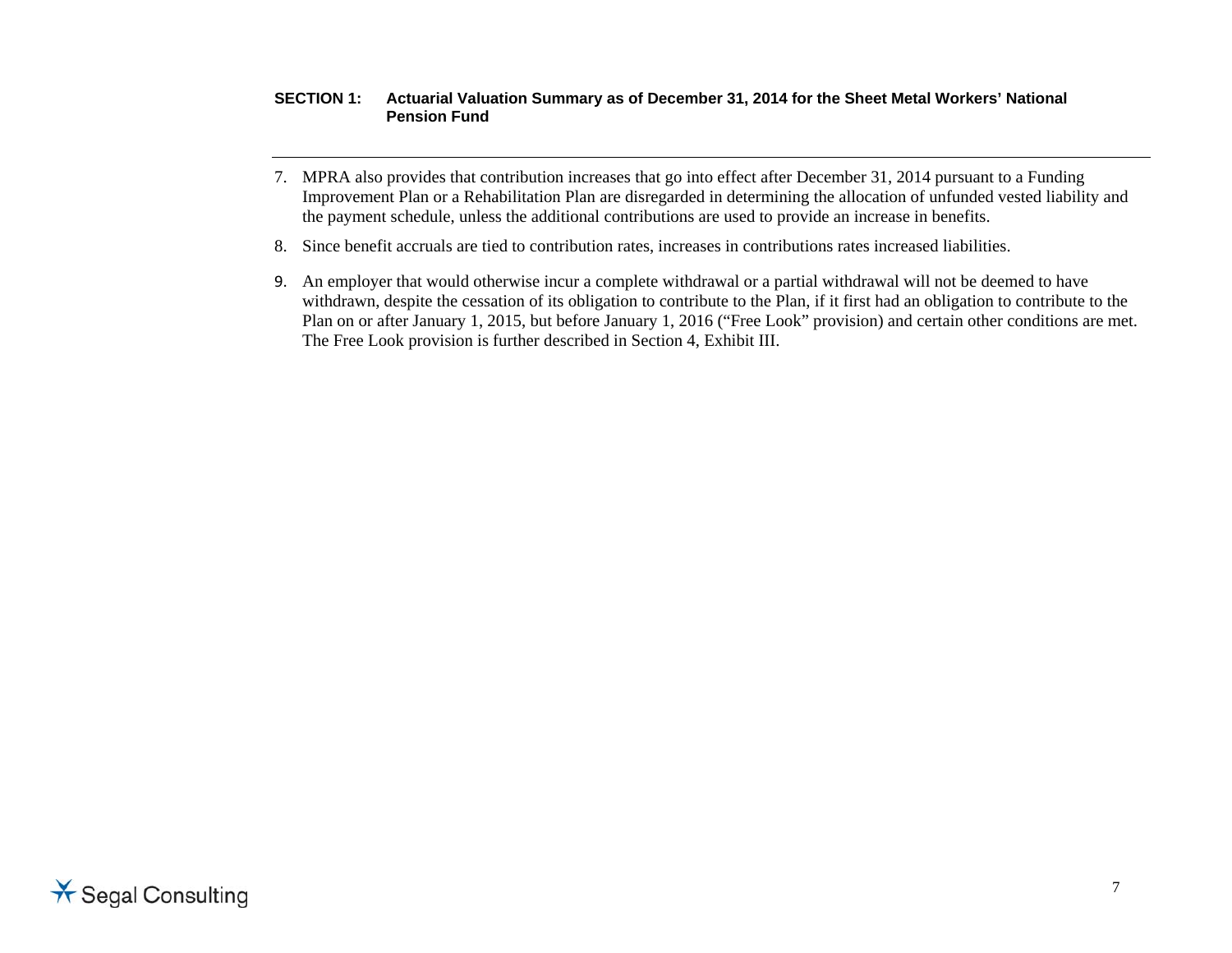7. MPRA also provides that contribution increases that go into effect after December 31, 2014 pursuant to a Funding Improvement Plan or a Rehabilitation Plan are disregarded in determining the allocation of unfunded vested liability and the payment schedule, unless the additional contributions are used to provide an increase in benefits.
8. Since benefit accruals are tied to contribution rates, increases in contributions rates increased liabilities.
9. An employer that would otherwise incur a complete withdrawal or a partial withdrawal will not be deemed to have withdrawn, despite the cessation of its obligation to contribute to the Plan, if it first had an obligation to contribute to the Plan on or after January 1, 2015, but before January 1, 2016 ("Free Look" provision) and certain other conditions are met. The Free Look provision is further described in Section 4, Exhibit III.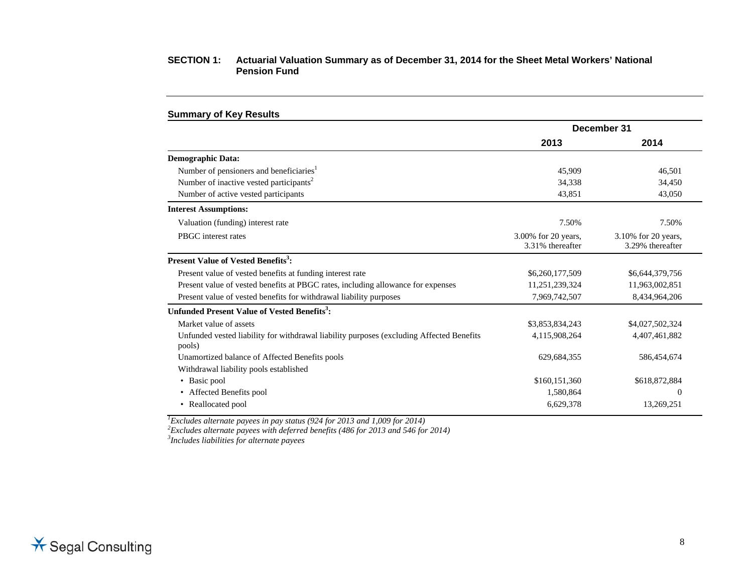## SECTION 1: Actuarial Valuation Summary as of December 31, 2014 for the Sheet Metal Workers' National Pension Fund

### Summary of Key Results

| | December 31 | |
|---|---|---|
| | **2013** | **2014** |
| **Demographic Data:** | | |
| Number of pensioners and beneficiaries[1] | 45,909 | 46,501 |
| Number of inactive vested participants[2] | 34,338 | 34,450 |
| Number of active vested participants | 43,851 | 43,050 |
| **Interest Assumptions:** | | |
| Valuation (funding) interest rate | 7.50% | 7.50% |
| PBGC interest rates | 3.00% for 20 years, 3.31% thereafter | 3.10% for 20 years, 3.29% thereafter |
| **Present Value of Vested Benefits[3]:** | | |
| Present value of vested benefits at funding interest rate | $6,260,177,509 | $6,644,379,756 |
| Present value of vested benefits at PBGC rates, including allowance for expenses | 11,251,239,324 | 11,963,002,851 |
| Present value of vested benefits for withdrawal liability purposes | 7,969,742,507 | 8,434,964,206 |
| **Unfunded Present Value of Vested Benefits[3]:** | | |
| Market value of assets | $3,853,834,243 | $4,027,502,324 |
| Unfunded vested liability for withdrawal liability purposes (excluding Affected Benefits pools) | 4,115,908,264 | 4,407,461,882 |
| Unamortized balance of Affected Benefits pools | 629,684,355 | 586,454,674 |
| Withdrawal liability pools established | | |
| • Basic pool | $160,151,360 | $618,872,884 |
| • Affected Benefits pool | 1,580,864 | 0 |
| • Reallocated pool | 6,629,378 | 13,269,251 |

*[1]Excludes alternate payees in pay status (924 for 2013 and 1,009 for 2014)*
*[2]Excludes alternate payees with deferred benefits (486 for 2013 and 546 for 2014)*
*[3]Includes liabilities for alternate payees*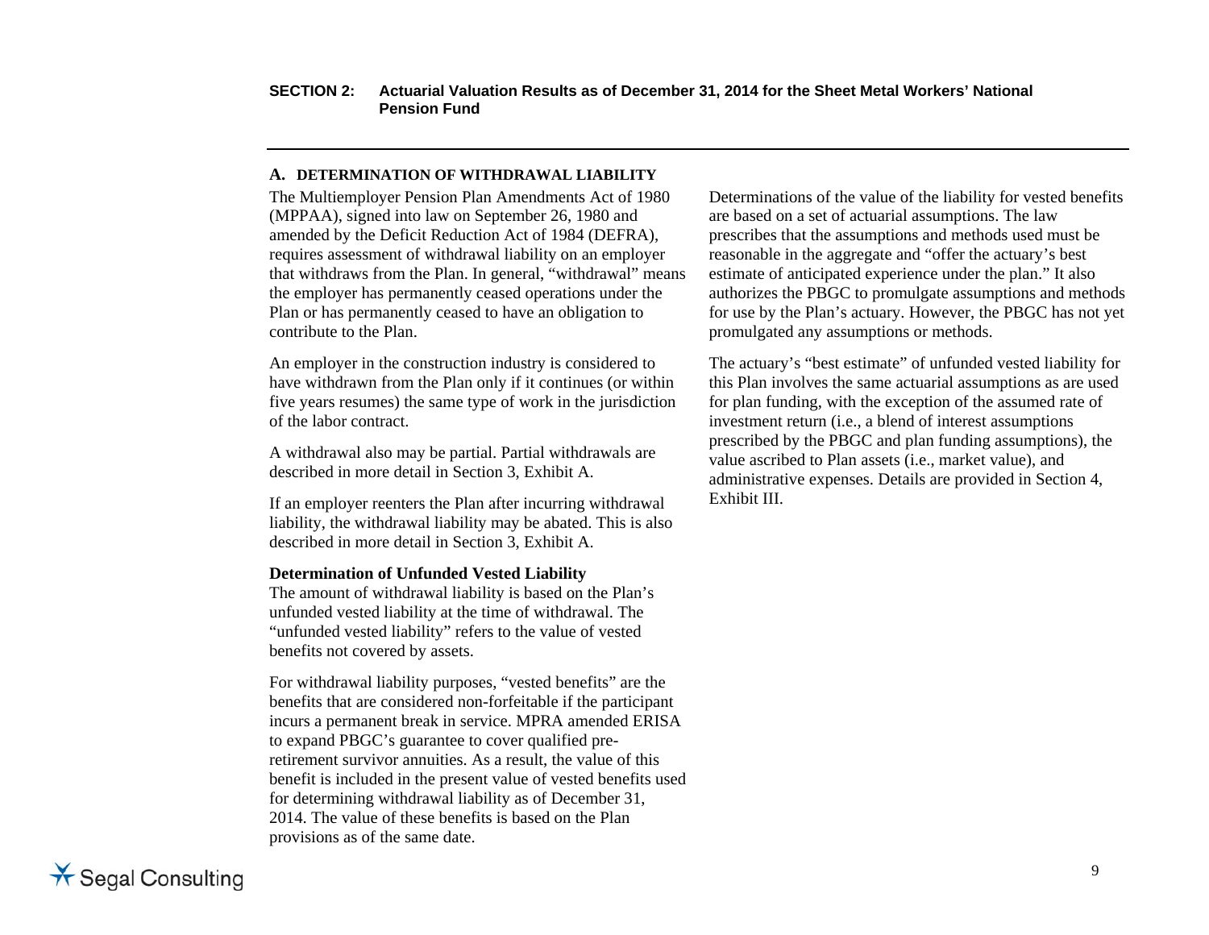## SECTION 2: Actuarial Valuation Results as of December 31, 2014 for the Sheet Metal Workers' National Pension Fund

### A. DETERMINATION OF WITHDRAWAL LIABILITY

The Multiemployer Pension Plan Amendments Act of 1980 (MPPAA), signed into law on September 26, 1980 and amended by the Deficit Reduction Act of 1984 (DEFRA), requires assessment of withdrawal liability on an employer that withdraws from the Plan. In general, "withdrawal" means the employer has permanently ceased operations under the Plan or has permanently ceased to have an obligation to contribute to the Plan.

An employer in the construction industry is considered to have withdrawn from the Plan only if it continues (or within five years resumes) the same type of work in the jurisdiction of the labor contract.

A withdrawal also may be partial. Partial withdrawals are described in more detail in Section 3, Exhibit A.

If an employer reenters the Plan after incurring withdrawal liability, the withdrawal liability may be abated. This is also described in more detail in Section 3, Exhibit A.

**Determination of Unfunded Vested Liability**

The amount of withdrawal liability is based on the Plan's unfunded vested liability at the time of withdrawal. The "unfunded vested liability" refers to the value of vested benefits not covered by assets.

For withdrawal liability purposes, "vested benefits" are the benefits that are considered non-forfeitable if the participant incurs a permanent break in service. MPRA amended ERISA to expand PBGC's guarantee to cover qualified pre-retirement survivor annuities. As a result, the value of this benefit is included in the present value of vested benefits used for determining withdrawal liability as of December 31, 2014. The value of these benefits is based on the Plan provisions as of the same date.

Determinations of the value of the liability for vested benefits are based on a set of actuarial assumptions. The law prescribes that the assumptions and methods used must be reasonable in the aggregate and "offer the actuary's best estimate of anticipated experience under the plan." It also authorizes the PBGC to promulgate assumptions and methods for use by the Plan's actuary. However, the PBGC has not yet promulgated any assumptions or methods.

The actuary's "best estimate" of unfunded vested liability for this Plan involves the same actuarial assumptions as are used for plan funding, with the exception of the assumed rate of investment return (i.e., a blend of interest assumptions prescribed by the PBGC and plan funding assumptions), the value ascribed to Plan assets (i.e., market value), and administrative expenses. Details are provided in Section 4, Exhibit III.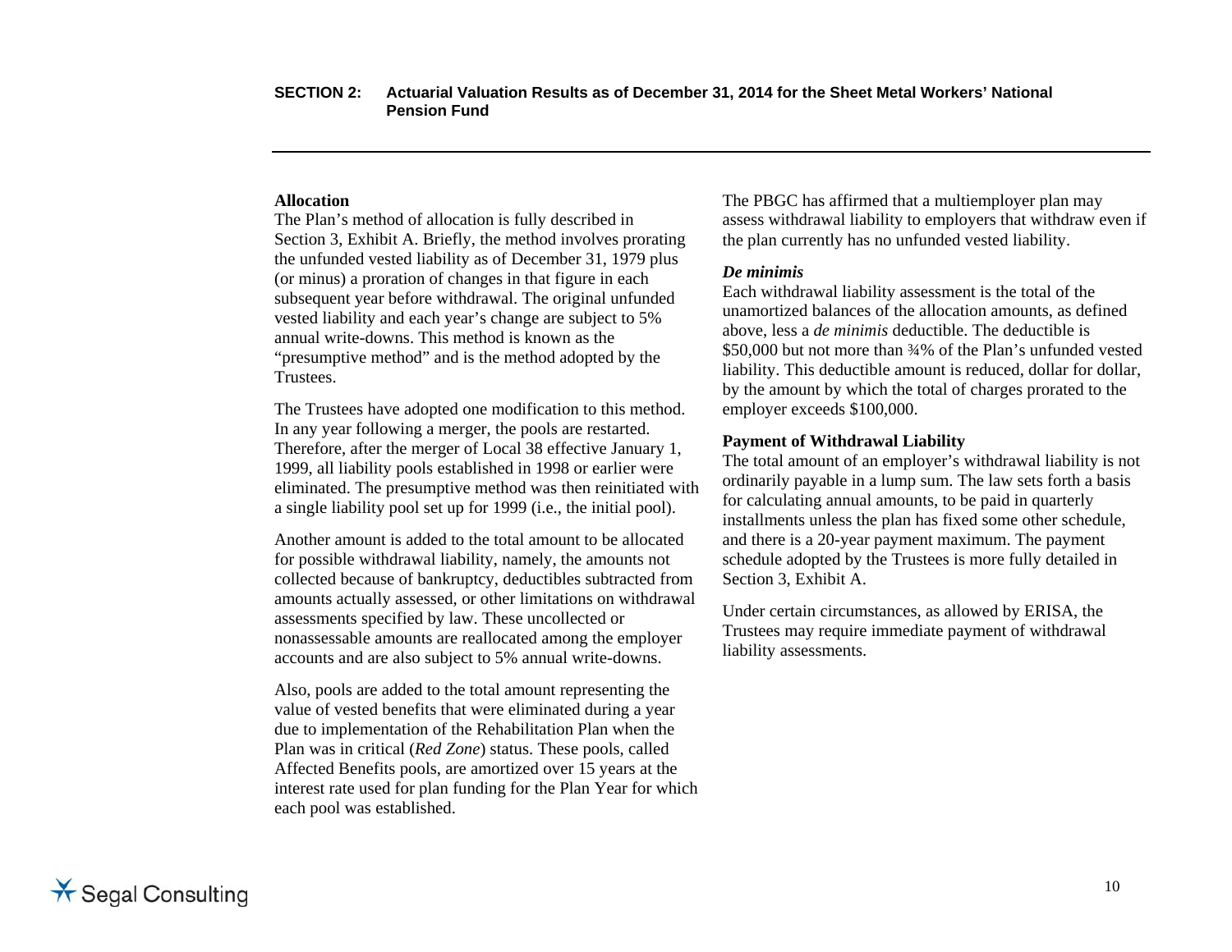### Allocation

The Plan's method of allocation is fully described in Section 3, Exhibit A. Briefly, the method involves prorating the unfunded vested liability as of December 31, 1979 plus (or minus) a proration of changes in that figure in each subsequent year before withdrawal. The original unfunded vested liability and each year's change are subject to 5% annual write-downs. This method is known as the "presumptive method" and is the method adopted by the Trustees.

The Trustees have adopted one modification to this method. In any year following a merger, the pools are restarted. Therefore, after the merger of Local 38 effective January 1, 1999, all liability pools established in 1998 or earlier were eliminated. The presumptive method was then reinitiated with a single liability pool set up for 1999 (i.e., the initial pool).

Another amount is added to the total amount to be allocated for possible withdrawal liability, namely, the amounts not collected because of bankruptcy, deductibles subtracted from amounts actually assessed, or other limitations on withdrawal assessments specified by law. These uncollected or nonassessable amounts are reallocated among the employer accounts and are also subject to 5% annual write-downs.

Also, pools are added to the total amount representing the value of vested benefits that were eliminated during a year due to implementation of the Rehabilitation Plan when the Plan was in critical (*Red Zone*) status. These pools, called Affected Benefits pools, are amortized over 15 years at the interest rate used for plan funding for the Plan Year for which each pool was established.

The PBGC has affirmed that a multiemployer plan may assess withdrawal liability to employers that withdraw even if the plan currently has no unfunded vested liability.

### *De minimis*

Each withdrawal liability assessment is the total of the unamortized balances of the allocation amounts, as defined above, less a *de minimis* deductible. The deductible is $50,000 but not more than ¾% of the Plan's unfunded vested liability. This deductible amount is reduced, dollar for dollar, by the amount by which the total of charges prorated to the employer exceeds $100,000.

### Payment of Withdrawal Liability

The total amount of an employer's withdrawal liability is not ordinarily payable in a lump sum. The law sets forth a basis for calculating annual amounts, to be paid in quarterly installments unless the plan has fixed some other schedule, and there is a 20-year payment maximum. The payment schedule adopted by the Trustees is more fully detailed in Section 3, Exhibit A.

Under certain circumstances, as allowed by ERISA, the Trustees may require immediate payment of withdrawal liability assessments.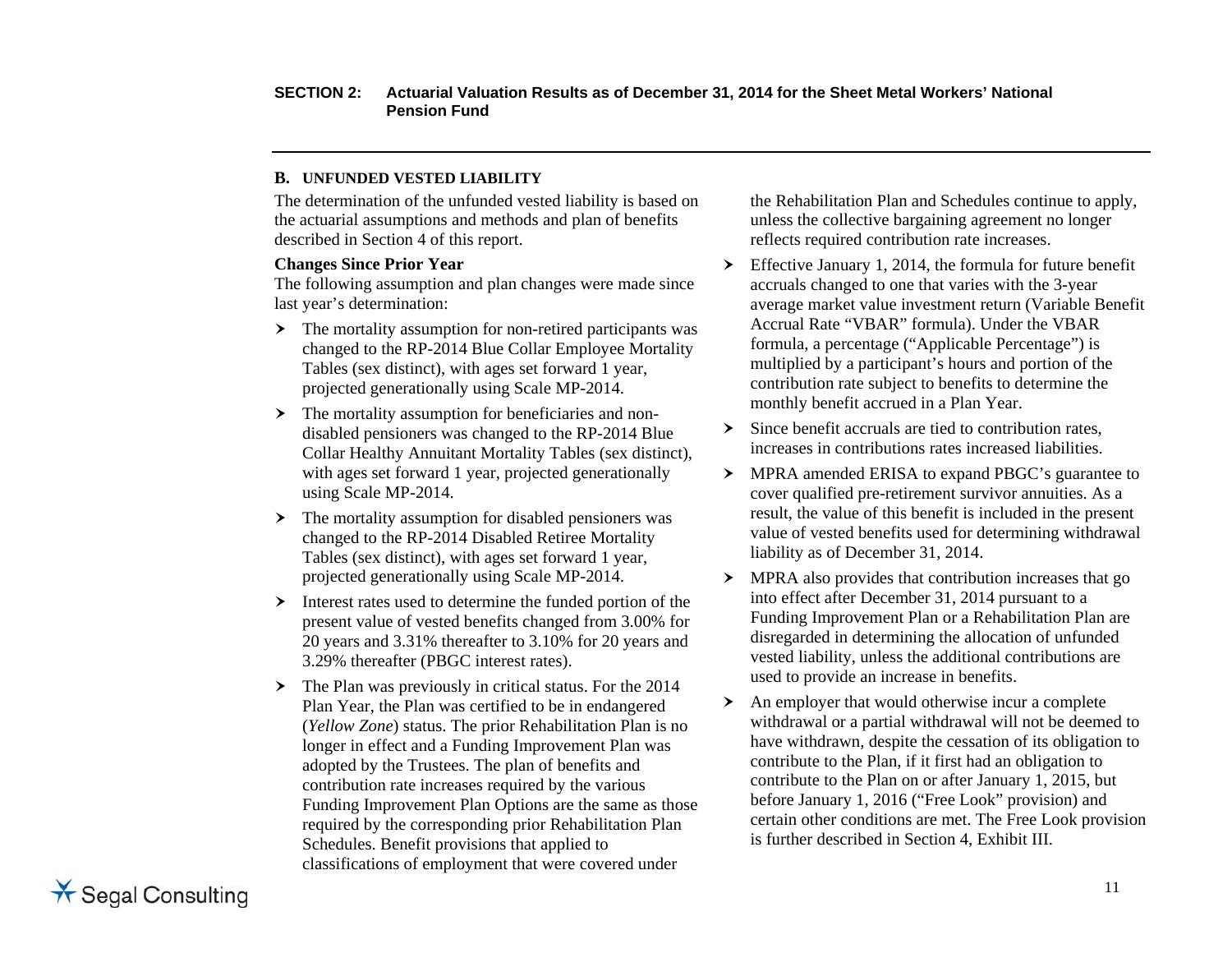## B. UNFUNDED VESTED LIABILITY

The determination of the unfunded vested liability is based on the actuarial assumptions and methods and plan of benefits described in Section 4 of this report.

**Changes Since Prior Year**

The following assumption and plan changes were made since last year's determination:

- The mortality assumption for non-retired participants was changed to the RP-2014 Blue Collar Employee Mortality Tables (sex distinct), with ages set forward 1 year, projected generationally using Scale MP-2014.
- The mortality assumption for beneficiaries and non-disabled pensioners was changed to the RP-2014 Blue Collar Healthy Annuitant Mortality Tables (sex distinct), with ages set forward 1 year, projected generationally using Scale MP-2014.
- The mortality assumption for disabled pensioners was changed to the RP-2014 Disabled Retiree Mortality Tables (sex distinct), with ages set forward 1 year, projected generationally using Scale MP-2014.
- Interest rates used to determine the funded portion of the present value of vested benefits changed from 3.00% for 20 years and 3.31% thereafter to 3.10% for 20 years and 3.29% thereafter (PBGC interest rates).
- The Plan was previously in critical status. For the 2014 Plan Year, the Plan was certified to be in endangered (*Yellow Zone*) status. The prior Rehabilitation Plan is no longer in effect and a Funding Improvement Plan was adopted by the Trustees. The plan of benefits and contribution rate increases required by the various Funding Improvement Plan Options are the same as those required by the corresponding prior Rehabilitation Plan Schedules. Benefit provisions that applied to classifications of employment that were covered under the Rehabilitation Plan and Schedules continue to apply, unless the collective bargaining agreement no longer reflects required contribution rate increases.
- Effective January 1, 2014, the formula for future benefit accruals changed to one that varies with the 3-year average market value investment return (Variable Benefit Accrual Rate "VBAR" formula). Under the VBAR formula, a percentage ("Applicable Percentage") is multiplied by a participant's hours and portion of the contribution rate subject to benefits to determine the monthly benefit accrued in a Plan Year.
- Since benefit accruals are tied to contribution rates, increases in contributions rates increased liabilities.
- MPRA amended ERISA to expand PBGC's guarantee to cover qualified pre-retirement survivor annuities. As a result, the value of this benefit is included in the present value of vested benefits used for determining withdrawal liability as of December 31, 2014.
- MPRA also provides that contribution increases that go into effect after December 31, 2014 pursuant to a Funding Improvement Plan or a Rehabilitation Plan are disregarded in determining the allocation of unfunded vested liability, unless the additional contributions are used to provide an increase in benefits.
- An employer that would otherwise incur a complete withdrawal or a partial withdrawal will not be deemed to have withdrawn, despite the cessation of its obligation to contribute to the Plan, if it first had an obligation to contribute to the Plan on or after January 1, 2015, but before January 1, 2016 ("Free Look" provision) and certain other conditions are met. The Free Look provision is further described in Section 4, Exhibit III.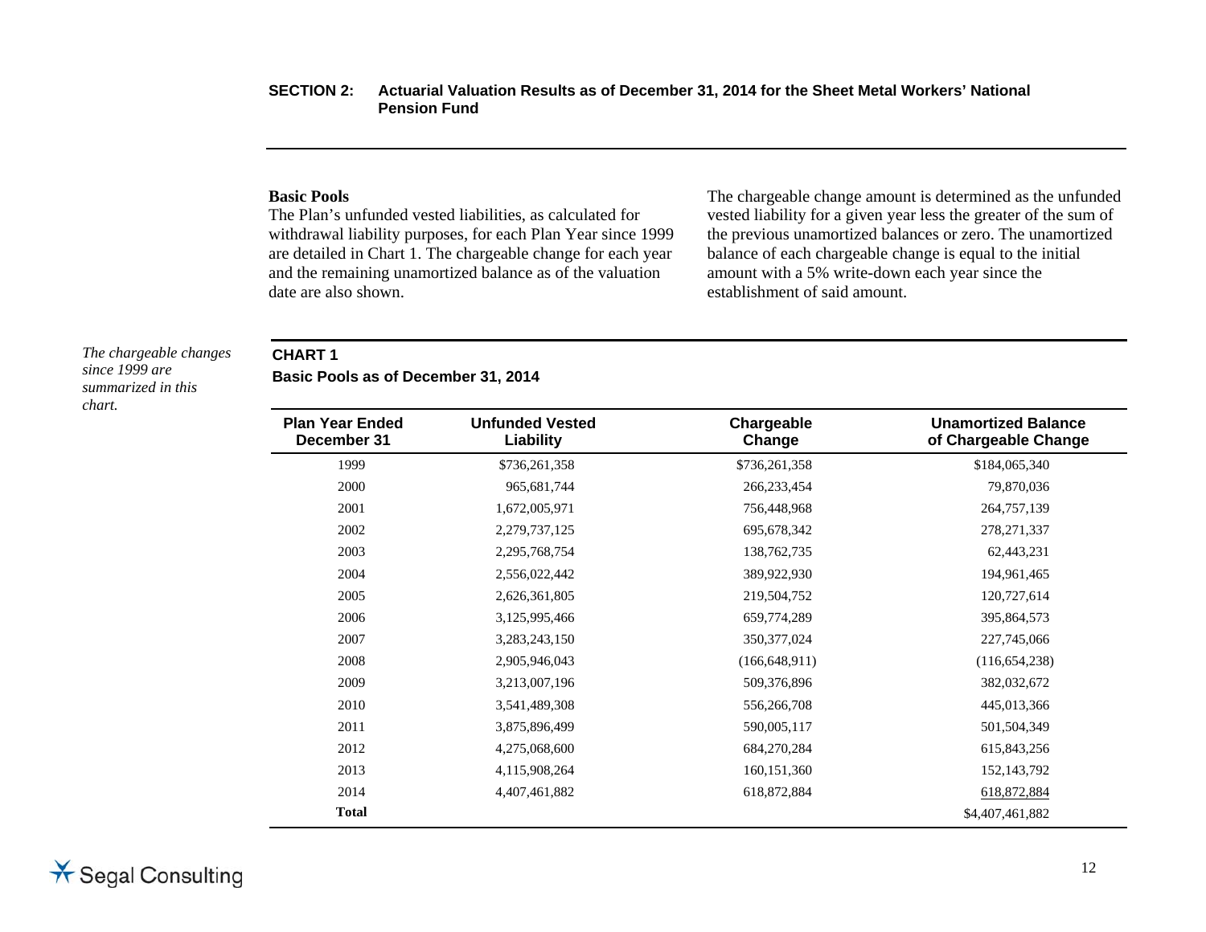## SECTION 2: Actuarial Valuation Results as of December 31, 2014 for the Sheet Metal Workers' National Pension Fund

**Basic Pools**

The Plan's unfunded vested liabilities, as calculated for withdrawal liability purposes, for each Plan Year since 1999 are detailed in Chart 1. The chargeable change for each year and the remaining unamortized balance as of the valuation date are also shown.

The chargeable change amount is determined as the unfunded vested liability for a given year less the greater of the sum of the previous unamortized balances or zero. The unamortized balance of each chargeable change is equal to the initial amount with a 5% write-down each year since the establishment of said amount.

*The chargeable changes since 1999 are summarized in this chart.*

**CHART 1**

**Basic Pools as of December 31, 2014**

| Plan Year Ended December 31 | Unfunded Vested Liability | Chargeable Change | Unamortized Balance of Chargeable Change |
|---|---|---|---|
| 1999 | $736,261,358 | $736,261,358 | $184,065,340 |
| 2000 | 965,681,744 | 266,233,454 | 79,870,036 |
| 2001 | 1,672,005,971 | 756,448,968 | 264,757,139 |
| 2002 | 2,279,737,125 | 695,678,342 | 278,271,337 |
| 2003 | 2,295,768,754 | 138,762,735 | 62,443,231 |
| 2004 | 2,556,022,442 | 389,922,930 | 194,961,465 |
| 2005 | 2,626,361,805 | 219,504,752 | 120,727,614 |
| 2006 | 3,125,995,466 | 659,774,289 | 395,864,573 |
| 2007 | 3,283,243,150 | 350,377,024 | 227,745,066 |
| 2008 | 2,905,946,043 | (166,648,911) | (116,654,238) |
| 2009 | 3,213,007,196 | 509,376,896 | 382,032,672 |
| 2010 | 3,541,489,308 | 556,266,708 | 445,013,366 |
| 2011 | 3,875,896,499 | 590,005,117 | 501,504,349 |
| 2012 | 4,275,068,600 | 684,270,284 | 615,843,256 |
| 2013 | 4,115,908,264 | 160,151,360 | 152,143,792 |
| 2014 | 4,407,461,882 | 618,872,884 | 618,872,884 |
| **Total** | | | $4,407,461,882 |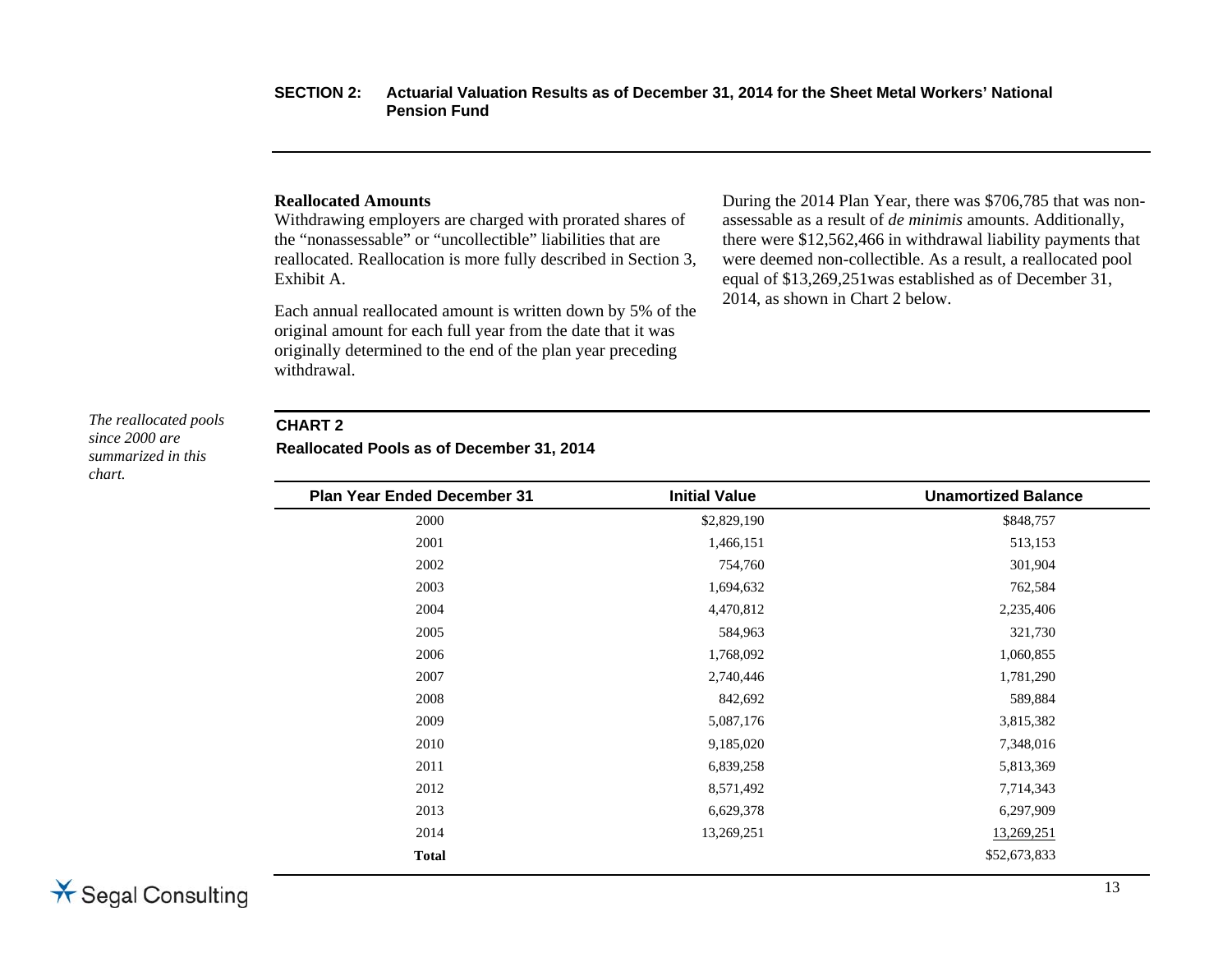## Reallocated Amounts

Withdrawing employers are charged with prorated shares of the "nonassessable" or "uncollectible" liabilities that are reallocated. Reallocation is more fully described in Section 3, Exhibit A.

Each annual reallocated amount is written down by 5% of the original amount for each full year from the date that it was originally determined to the end of the plan year preceding withdrawal.

During the 2014 Plan Year, there was $706,785 that was non-assessable as a result of *de minimis* amounts. Additionally, there were $12,562,466 in withdrawal liability payments that were deemed non-collectible. As a result, a reallocated pool equal of $13,269,251was established as of December 31, 2014, as shown in Chart 2 below.

*The reallocated pools since 2000 are summarized in this chart.*

**CHART 2**

**Reallocated Pools as of December 31, 2014**

| Plan Year Ended December 31 | Initial Value | Unamortized Balance |
|---|---|---|
| 2000 | $2,829,190 | $848,757 |
| 2001 | 1,466,151 | 513,153 |
| 2002 | 754,760 | 301,904 |
| 2003 | 1,694,632 | 762,584 |
| 2004 | 4,470,812 | 2,235,406 |
| 2005 | 584,963 | 321,730 |
| 2006 | 1,768,092 | 1,060,855 |
| 2007 | 2,740,446 | 1,781,290 |
| 2008 | 842,692 | 589,884 |
| 2009 | 5,087,176 | 3,815,382 |
| 2010 | 9,185,020 | 7,348,016 |
| 2011 | 6,839,258 | 5,813,369 |
| 2012 | 8,571,492 | 7,714,343 |
| 2013 | 6,629,378 | 6,297,909 |
| 2014 | 13,269,251 | 13,269,251 |
| **Total** | | $52,673,833 |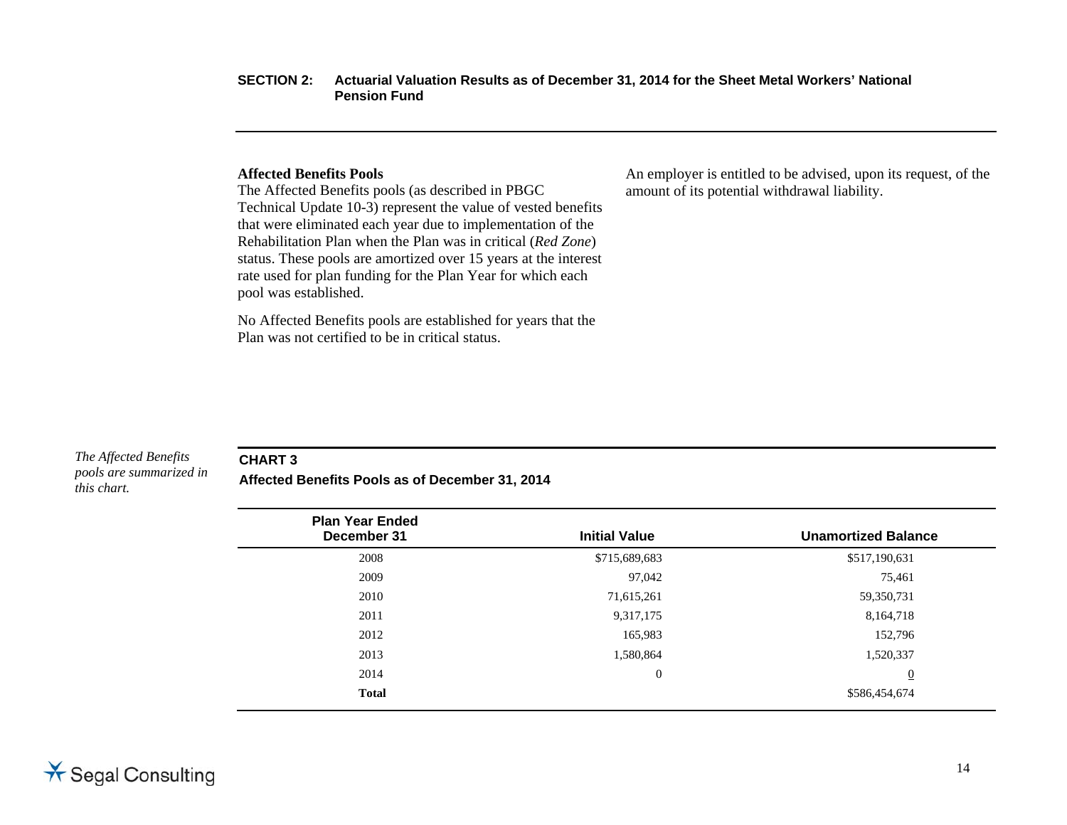## SECTION 2: Actuarial Valuation Results as of December 31, 2014 for the Sheet Metal Workers' National Pension Fund

**Affected Benefits Pools**

The Affected Benefits pools (as described in PBGC Technical Update 10-3) represent the value of vested benefits that were eliminated each year due to implementation of the Rehabilitation Plan when the Plan was in critical (*Red Zone*) status. These pools are amortized over 15 years at the interest rate used for plan funding for the Plan Year for which each pool was established.

No Affected Benefits pools are established for years that the Plan was not certified to be in critical status.

An employer is entitled to be advised, upon its request, of the amount of its potential withdrawal liability.

*The Affected Benefits pools are summarized in this chart.*

**CHART 3**

**Affected Benefits Pools as of December 31, 2014**

| Plan Year Ended December 31 | Initial Value | Unamortized Balance |
|---|---|---|
| 2008 | $715,689,683 | $517,190,631 |
| 2009 | 97,042 | 75,461 |
| 2010 | 71,615,261 | 59,350,731 |
| 2011 | 9,317,175 | 8,164,718 |
| 2012 | 165,983 | 152,796 |
| 2013 | 1,580,864 | 1,520,337 |
| 2014 | 0 | 0 |
| **Total** | | $586,454,674 |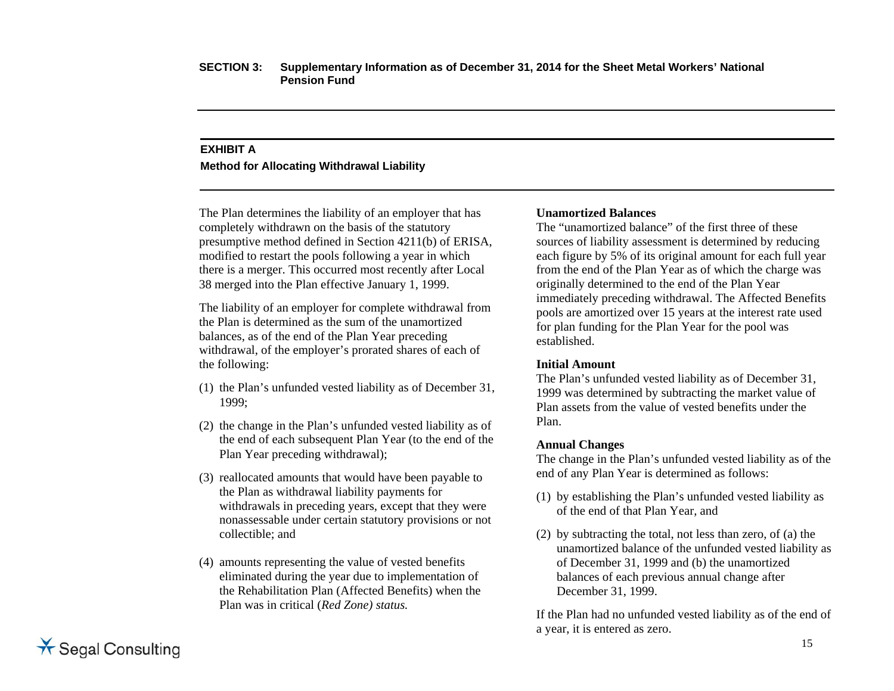**SECTION 3: Supplementary Information as of December 31, 2014 for the Sheet Metal Workers' National Pension Fund**

## EXHIBIT A

### Method for Allocating Withdrawal Liability

The Plan determines the liability of an employer that has completely withdrawn on the basis of the statutory presumptive method defined in Section 4211(b) of ERISA, modified to restart the pools following a year in which there is a merger. This occurred most recently after Local 38 merged into the Plan effective January 1, 1999.

The liability of an employer for complete withdrawal from the Plan is determined as the sum of the unamortized balances, as of the end of the Plan Year preceding withdrawal, of the employer's prorated shares of each of the following:

(1) the Plan's unfunded vested liability as of December 31, 1999;

(2) the change in the Plan's unfunded vested liability as of the end of each subsequent Plan Year (to the end of the Plan Year preceding withdrawal);

(3) reallocated amounts that would have been payable to the Plan as withdrawal liability payments for withdrawals in preceding years, except that they were nonassessable under certain statutory provisions or not collectible; and

(4) amounts representing the value of vested benefits eliminated during the year due to implementation of the Rehabilitation Plan (Affected Benefits) when the Plan was in critical (*Red Zone) status.*

**Unamortized Balances**

The "unamortized balance" of the first three of these sources of liability assessment is determined by reducing each figure by 5% of its original amount for each full year from the end of the Plan Year as of which the charge was originally determined to the end of the Plan Year immediately preceding withdrawal. The Affected Benefits pools are amortized over 15 years at the interest rate used for plan funding for the Plan Year for the pool was established.

**Initial Amount**

The Plan's unfunded vested liability as of December 31, 1999 was determined by subtracting the market value of Plan assets from the value of vested benefits under the Plan.

**Annual Changes**

The change in the Plan's unfunded vested liability as of the end of any Plan Year is determined as follows:

(1) by establishing the Plan's unfunded vested liability as of the end of that Plan Year, and

(2) by subtracting the total, not less than zero, of (a) the unamortized balance of the unfunded vested liability as of December 31, 1999 and (b) the unamortized balances of each previous annual change after December 31, 1999.

If the Plan had no unfunded vested liability as of the end of a year, it is entered as zero.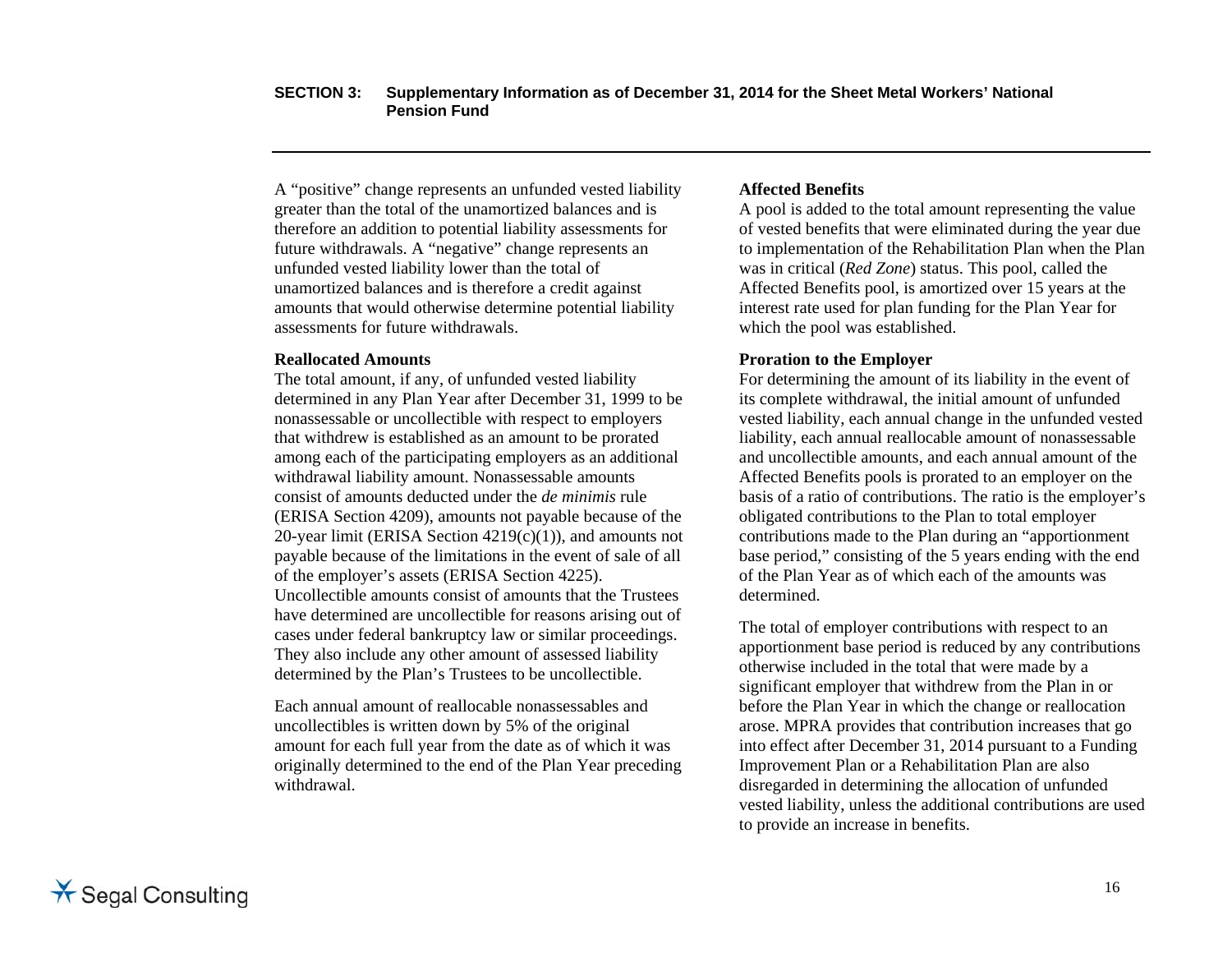A "positive" change represents an unfunded vested liability greater than the total of the unamortized balances and is therefore an addition to potential liability assessments for future withdrawals. A "negative" change represents an unfunded vested liability lower than the total of unamortized balances and is therefore a credit against amounts that would otherwise determine potential liability assessments for future withdrawals.

**Reallocated Amounts**

The total amount, if any, of unfunded vested liability determined in any Plan Year after December 31, 1999 to be nonassessable or uncollectible with respect to employers that withdrew is established as an amount to be prorated among each of the participating employers as an additional withdrawal liability amount. Nonassessable amounts consist of amounts deducted under the *de minimis* rule (ERISA Section 4209), amounts not payable because of the 20-year limit (ERISA Section 4219(c)(1)), and amounts not payable because of the limitations in the event of sale of all of the employer's assets (ERISA Section 4225). Uncollectible amounts consist of amounts that the Trustees have determined are uncollectible for reasons arising out of cases under federal bankruptcy law or similar proceedings. They also include any other amount of assessed liability determined by the Plan's Trustees to be uncollectible.

Each annual amount of reallocable nonassessables and uncollectibles is written down by 5% of the original amount for each full year from the date as of which it was originally determined to the end of the Plan Year preceding withdrawal.

**Affected Benefits**

A pool is added to the total amount representing the value of vested benefits that were eliminated during the year due to implementation of the Rehabilitation Plan when the Plan was in critical (*Red Zone*) status. This pool, called the Affected Benefits pool, is amortized over 15 years at the interest rate used for plan funding for the Plan Year for which the pool was established.

**Proration to the Employer**

For determining the amount of its liability in the event of its complete withdrawal, the initial amount of unfunded vested liability, each annual change in the unfunded vested liability, each annual reallocable amount of nonassessable and uncollectible amounts, and each annual amount of the Affected Benefits pools is prorated to an employer on the basis of a ratio of contributions. The ratio is the employer's obligated contributions to the Plan to total employer contributions made to the Plan during an "apportionment base period," consisting of the 5 years ending with the end of the Plan Year as of which each of the amounts was determined.

The total of employer contributions with respect to an apportionment base period is reduced by any contributions otherwise included in the total that were made by a significant employer that withdrew from the Plan in or before the Plan Year in which the change or reallocation arose. MPRA provides that contribution increases that go into effect after December 31, 2014 pursuant to a Funding Improvement Plan or a Rehabilitation Plan are also disregarded in determining the allocation of unfunded vested liability, unless the additional contributions are used to provide an increase in benefits.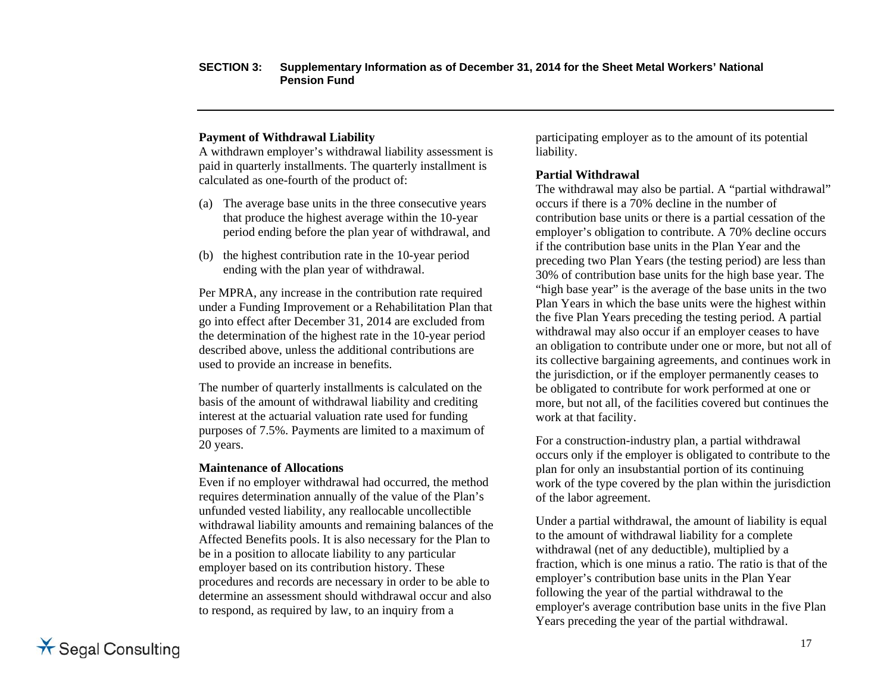**Payment of Withdrawal Liability**

A withdrawn employer's withdrawal liability assessment is paid in quarterly installments. The quarterly installment is calculated as one-fourth of the product of:

(a) The average base units in the three consecutive years that produce the highest average within the 10-year period ending before the plan year of withdrawal, and

(b) the highest contribution rate in the 10-year period ending with the plan year of withdrawal.

Per MPRA, any increase in the contribution rate required under a Funding Improvement or a Rehabilitation Plan that go into effect after December 31, 2014 are excluded from the determination of the highest rate in the 10-year period described above, unless the additional contributions are used to provide an increase in benefits.

The number of quarterly installments is calculated on the basis of the amount of withdrawal liability and crediting interest at the actuarial valuation rate used for funding purposes of 7.5%. Payments are limited to a maximum of 20 years.

**Maintenance of Allocations**

Even if no employer withdrawal had occurred, the method requires determination annually of the value of the Plan's unfunded vested liability, any reallocable uncollectible withdrawal liability amounts and remaining balances of the Affected Benefits pools. It is also necessary for the Plan to be in a position to allocate liability to any particular employer based on its contribution history. These procedures and records are necessary in order to be able to determine an assessment should withdrawal occur and also to respond, as required by law, to an inquiry from a participating employer as to the amount of its potential liability.

**Partial Withdrawal**

The withdrawal may also be partial. A "partial withdrawal" occurs if there is a 70% decline in the number of contribution base units or there is a partial cessation of the employer's obligation to contribute. A 70% decline occurs if the contribution base units in the Plan Year and the preceding two Plan Years (the testing period) are less than 30% of contribution base units for the high base year. The "high base year" is the average of the base units in the two Plan Years in which the base units were the highest within the five Plan Years preceding the testing period. A partial withdrawal may also occur if an employer ceases to have an obligation to contribute under one or more, but not all of its collective bargaining agreements, and continues work in the jurisdiction, or if the employer permanently ceases to be obligated to contribute for work performed at one or more, but not all, of the facilities covered but continues the work at that facility.

For a construction-industry plan, a partial withdrawal occurs only if the employer is obligated to contribute to the plan for only an insubstantial portion of its continuing work of the type covered by the plan within the jurisdiction of the labor agreement.

Under a partial withdrawal, the amount of liability is equal to the amount of withdrawal liability for a complete withdrawal (net of any deductible), multiplied by a fraction, which is one minus a ratio. The ratio is that of the employer's contribution base units in the Plan Year following the year of the partial withdrawal to the employer's average contribution base units in the five Plan Years preceding the year of the partial withdrawal.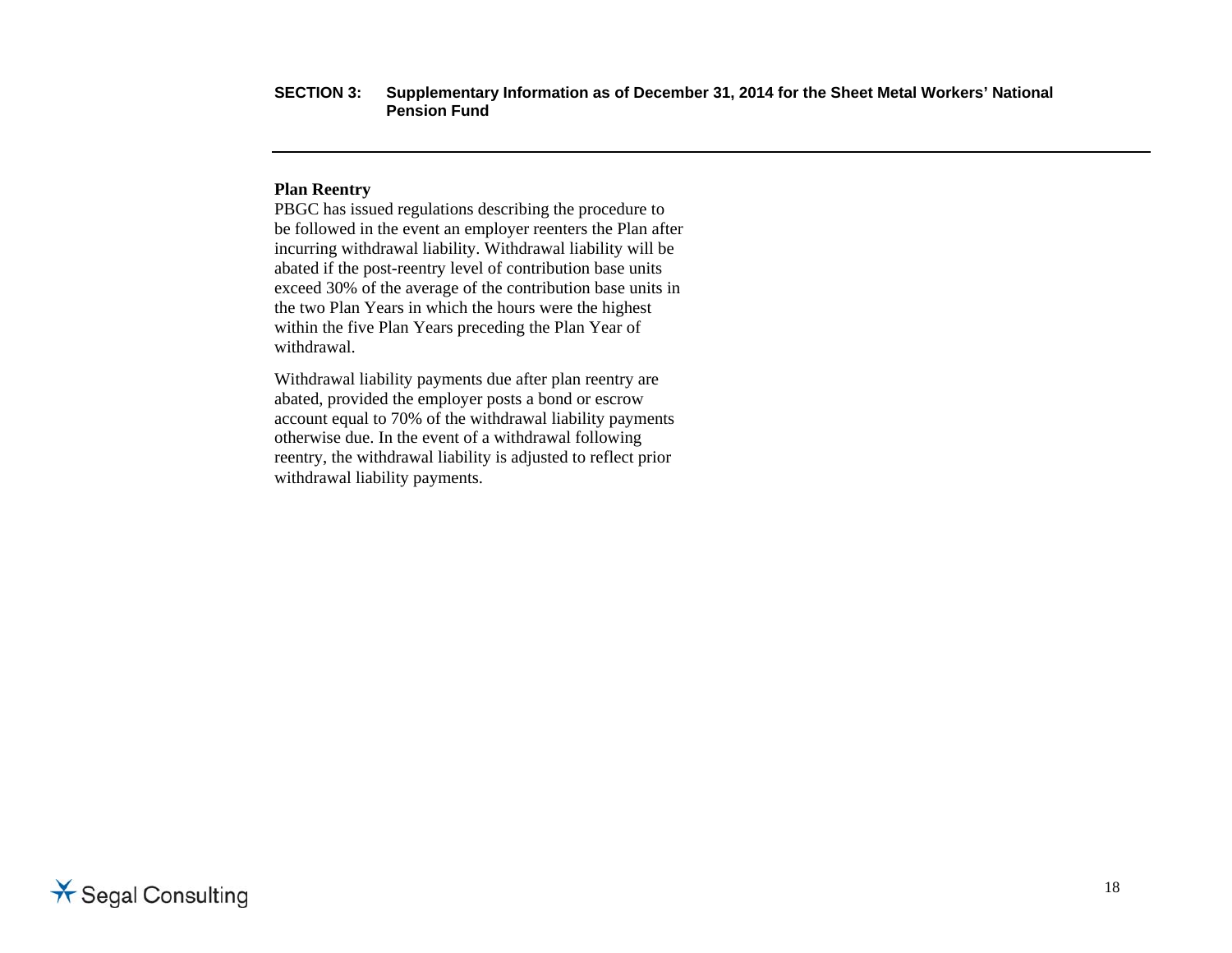**Plan Reentry**

PBGC has issued regulations describing the procedure to be followed in the event an employer reenters the Plan after incurring withdrawal liability. Withdrawal liability will be abated if the post-reentry level of contribution base units exceed 30% of the average of the contribution base units in the two Plan Years in which the hours were the highest within the five Plan Years preceding the Plan Year of withdrawal.

Withdrawal liability payments due after plan reentry are abated, provided the employer posts a bond or escrow account equal to 70% of the withdrawal liability payments otherwise due. In the event of a withdrawal following reentry, the withdrawal liability is adjusted to reflect prior withdrawal liability payments.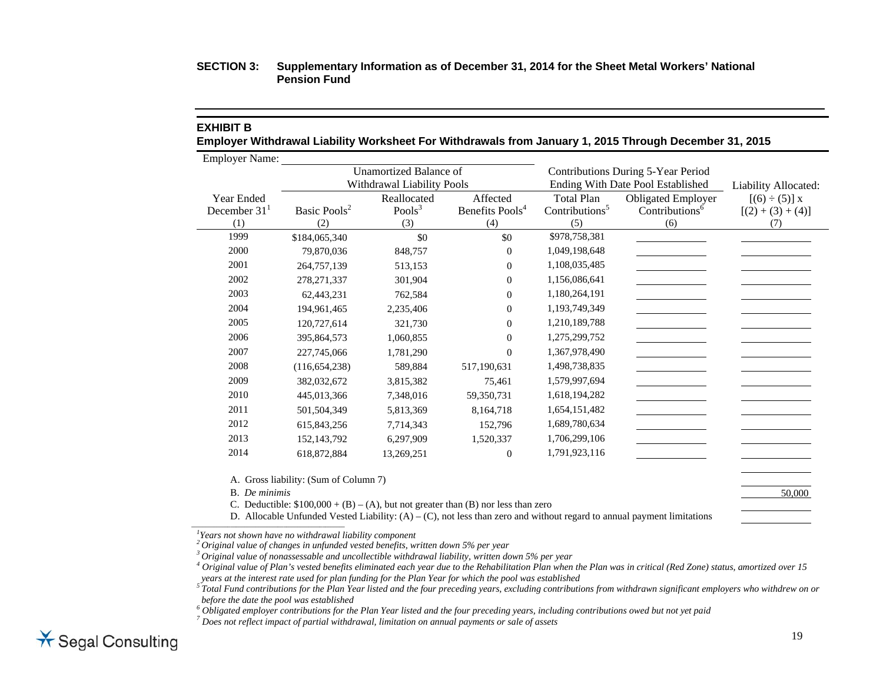**SECTION 3: Supplementary Information as of December 31, 2014 for the Sheet Metal Workers' National Pension Fund**

## EXHIBIT B

### Employer Withdrawal Liability Worksheet For Withdrawals from January 1, 2015 Through December 31, 2015

Employer Name: ____________________

| | Unamortized Balance of Withdrawal Liability Pools | | | Contributions During 5-Year Period Ending With Date Pool Established | | Liability Allocated: |
|---|---|---|---|---|---|---|
| Year Ended December 31[1] (1) | Basic Pools[2] (2) | Reallocated Pools[3] (3) | Affected Benefits Pools[4] (4) | Total Plan Contributions[5] (5) | Obligated Employer Contributions[6] (6) | [(6) ÷ (5)] x [(2) + (3) + (4)] (7) |
| 1999 | $184,065,340 | $0 | $0 | $978,758,381 | | |
| 2000 | 79,870,036 | 848,757 | 0 | 1,049,198,648 | | |
| 2001 | 264,757,139 | 513,153 | 0 | 1,108,035,485 | | |
| 2002 | 278,271,337 | 301,904 | 0 | 1,156,086,641 | | |
| 2003 | 62,443,231 | 762,584 | 0 | 1,180,264,191 | | |
| 2004 | 194,961,465 | 2,235,406 | 0 | 1,193,749,349 | | |
| 2005 | 120,727,614 | 321,730 | 0 | 1,210,189,788 | | |
| 2006 | 395,864,573 | 1,060,855 | 0 | 1,275,299,752 | | |
| 2007 | 227,745,066 | 1,781,290 | 0 | 1,367,978,490 | | |
| 2008 | (116,654,238) | 589,884 | 517,190,631 | 1,498,738,835 | | |
| 2009 | 382,032,672 | 3,815,382 | 75,461 | 1,579,997,694 | | |
| 2010 | 445,013,366 | 7,348,016 | 59,350,731 | 1,618,194,282 | | |
| 2011 | 501,504,349 | 5,813,369 | 8,164,718 | 1,654,151,482 | | |
| 2012 | 615,843,256 | 7,714,343 | 152,796 | 1,689,780,634 | | |
| 2013 | 152,143,792 | 6,297,909 | 1,520,337 | 1,706,299,106 | | |
| 2014 | 618,872,884 | 13,269,251 | 0 | 1,791,923,116 | | |

A. Gross liability: (Sum of Column 7) ____________

B. *De minimis* 50,000

C. Deductible: $100,000 + (B) – (A), but not greater than (B) nor less than zero ____________

D. Allocable Unfunded Vested Liability: (A) – (C), not less than zero and without regard to annual payment limitations ____________

---

[1] *Years not shown have no withdrawal liability component*

[2] *Original value of changes in unfunded vested benefits, written down 5% per year*

[3] *Original value of nonassessable and uncollectible withdrawal liability, written down 5% per year*

[4] *Original value of Plan's vested benefits eliminated each year due to the Rehabilitation Plan when the Plan was in critical (Red Zone) status, amortized over 15 years at the interest rate used for plan funding for the Plan Year for which the pool was established*

[5] *Total Fund contributions for the Plan Year listed and the four preceding years, excluding contributions from withdrawn significant employers who withdrew on or before the date the pool was established*

[6] *Obligated employer contributions for the Plan Year listed and the four preceding years, including contributions owed but not yet paid*

[7] *Does not reflect impact of partial withdrawal, limitation on annual payments or sale of assets*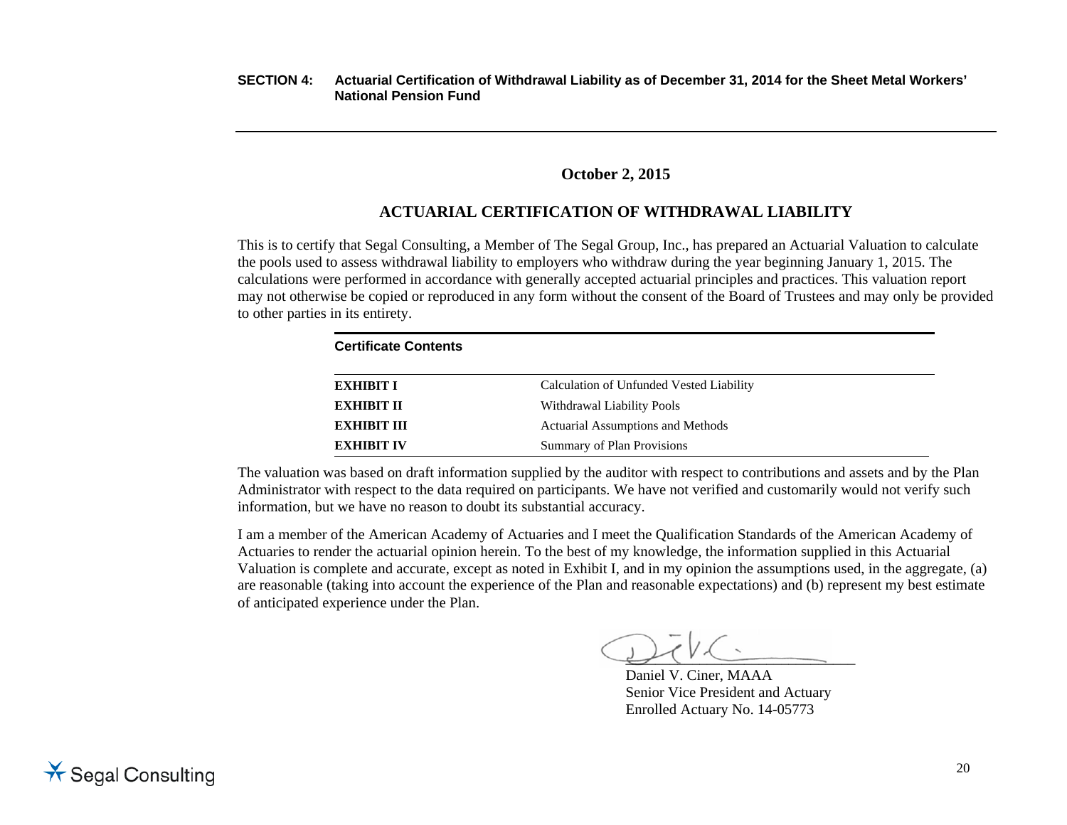**SECTION 4: Actuarial Certification of Withdrawal Liability as of December 31, 2014 for the Sheet Metal Workers' National Pension Fund**

**October 2, 2015**

## ACTUARIAL CERTIFICATION OF WITHDRAWAL LIABILITY

This is to certify that Segal Consulting, a Member of The Segal Group, Inc., has prepared an Actuarial Valuation to calculate the pools used to assess withdrawal liability to employers who withdraw during the year beginning January 1, 2015. The calculations were performed in accordance with generally accepted actuarial principles and practices. This valuation report may not otherwise be copied or reproduced in any form without the consent of the Board of Trustees and may only be provided to other parties in its entirety.

| Certificate Contents | |
|---|---|
| **EXHIBIT I** | Calculation of Unfunded Vested Liability |
| **EXHIBIT II** | Withdrawal Liability Pools |
| **EXHIBIT III** | Actuarial Assumptions and Methods |
| **EXHIBIT IV** | Summary of Plan Provisions |

The valuation was based on draft information supplied by the auditor with respect to contributions and assets and by the Plan Administrator with respect to the data required on participants. We have not verified and customarily would not verify such information, but we have no reason to doubt its substantial accuracy.

I am a member of the American Academy of Actuaries and I meet the Qualification Standards of the American Academy of Actuaries to render the actuarial opinion herein. To the best of my knowledge, the information supplied in this Actuarial Valuation is complete and accurate, except as noted in Exhibit I, and in my opinion the assumptions used, in the aggregate, (a) are reasonable (taking into account the experience of the Plan and reasonable expectations) and (b) represent my best estimate of anticipated experience under the Plan.

Daniel V. Ciner, MAAA
Senior Vice President and Actuary
Enrolled Actuary No. 14-05773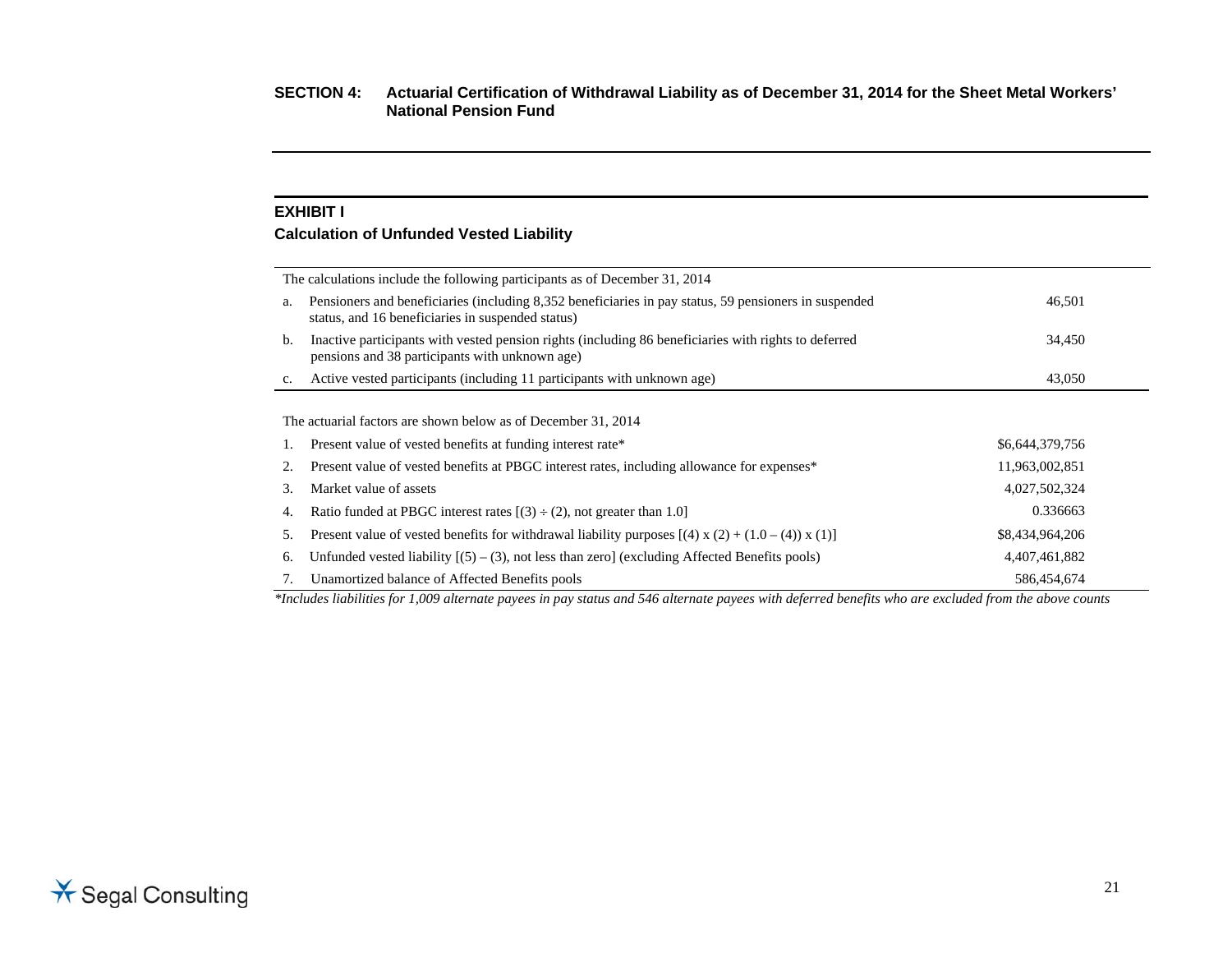**SECTION 4: Actuarial Certification of Withdrawal Liability as of December 31, 2014 for the Sheet Metal Workers' National Pension Fund**

## EXHIBIT I

### Calculation of Unfunded Vested Liability

| The calculations include the following participants as of December 31, 2014 | |
|---|---|
| a. Pensioners and beneficiaries (including 8,352 beneficiaries in pay status, 59 pensioners in suspended status, and 16 beneficiaries in suspended status) | 46,501 |
| b. Inactive participants with vested pension rights (including 86 beneficiaries with rights to deferred pensions and 38 participants with unknown age) | 34,450 |
| c. Active vested participants (including 11 participants with unknown age) | 43,050 |

| The actuarial factors are shown below as of December 31, 2014 | |
|---|---|
| 1. Present value of vested benefits at funding interest rate* | $6,644,379,756 |
| 2. Present value of vested benefits at PBGC interest rates, including allowance for expenses* | 11,963,002,851 |
| 3. Market value of assets | 4,027,502,324 |
| 4. Ratio funded at PBGC interest rates [(3) ÷ (2), not greater than 1.0] | 0.336663 |
| 5. Present value of vested benefits for withdrawal liability purposes [(4) x (2) + (1.0 – (4)) x (1)] | $8,434,964,206 |
| 6. Unfunded vested liability [(5) – (3), not less than zero] (excluding Affected Benefits pools) | 4,407,461,882 |
| 7. Unamortized balance of Affected Benefits pools | 586,454,674 |

*\*Includes liabilities for 1,009 alternate payees in pay status and 546 alternate payees with deferred benefits who are excluded from the above counts*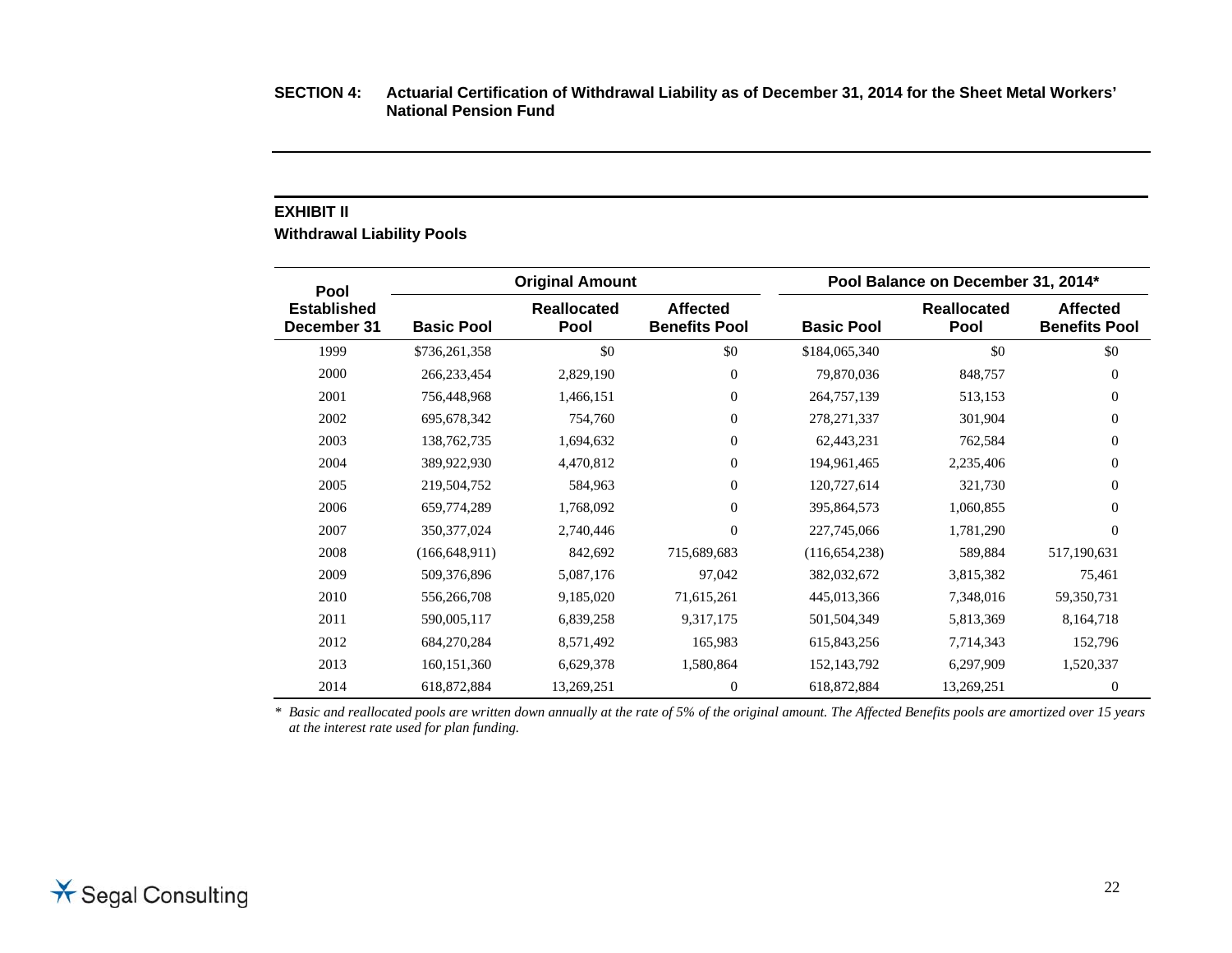**SECTION 4: Actuarial Certification of Withdrawal Liability as of December 31, 2014 for the Sheet Metal Workers' National Pension Fund**

## EXHIBIT II

### Withdrawal Liability Pools

| Pool Established December 31 | Original Amount | | | Pool Balance on December 31, 2014* | | |
|---|---|---|---|---|---|---|
| | Basic Pool | Reallocated Pool | Affected Benefits Pool | Basic Pool | Reallocated Pool | Affected Benefits Pool |
| 1999 | $736,261,358 | $0 | $0 | $184,065,340 | $0 | $0 |
| 2000 | 266,233,454 | 2,829,190 | 0 | 79,870,036 | 848,757 | 0 |
| 2001 | 756,448,968 | 1,466,151 | 0 | 264,757,139 | 513,153 | 0 |
| 2002 | 695,678,342 | 754,760 | 0 | 278,271,337 | 301,904 | 0 |
| 2003 | 138,762,735 | 1,694,632 | 0 | 62,443,231 | 762,584 | 0 |
| 2004 | 389,922,930 | 4,470,812 | 0 | 194,961,465 | 2,235,406 | 0 |
| 2005 | 219,504,752 | 584,963 | 0 | 120,727,614 | 321,730 | 0 |
| 2006 | 659,774,289 | 1,768,092 | 0 | 395,864,573 | 1,060,855 | 0 |
| 2007 | 350,377,024 | 2,740,446 | 0 | 227,745,066 | 1,781,290 | 0 |
| 2008 | (166,648,911) | 842,692 | 715,689,683 | (116,654,238) | 589,884 | 517,190,631 |
| 2009 | 509,376,896 | 5,087,176 | 97,042 | 382,032,672 | 3,815,382 | 75,461 |
| 2010 | 556,266,708 | 9,185,020 | 71,615,261 | 445,013,366 | 7,348,016 | 59,350,731 |
| 2011 | 590,005,117 | 6,839,258 | 9,317,175 | 501,504,349 | 5,813,369 | 8,164,718 |
| 2012 | 684,270,284 | 8,571,492 | 165,983 | 615,843,256 | 7,714,343 | 152,796 |
| 2013 | 160,151,360 | 6,629,378 | 1,580,864 | 152,143,792 | 6,297,909 | 1,520,337 |
| 2014 | 618,872,884 | 13,269,251 | 0 | 618,872,884 | 13,269,251 | 0 |

*\* Basic and reallocated pools are written down annually at the rate of 5% of the original amount. The Affected Benefits pools are amortized over 15 years at the interest rate used for plan funding.*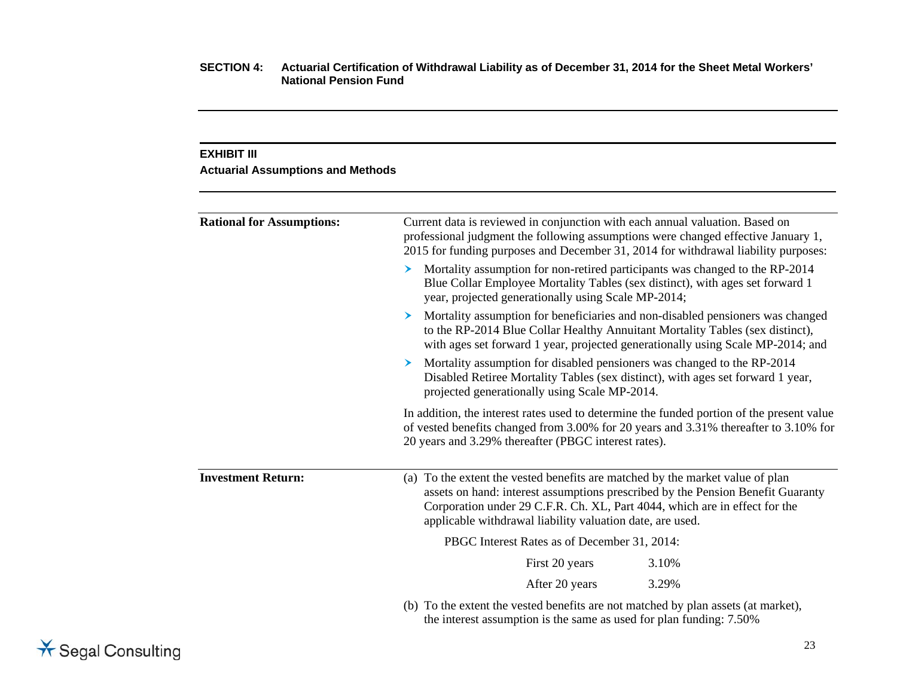**SECTION 4: Actuarial Certification of Withdrawal Liability as of December 31, 2014 for the Sheet Metal Workers' National Pension Fund**

---

**EXHIBIT III**

**Actuarial Assumptions and Methods**

---

**Rational for Assumptions:**

Current data is reviewed in conjunction with each annual valuation. Based on professional judgment the following assumptions were changed effective January 1, 2015 for funding purposes and December 31, 2014 for withdrawal liability purposes:

- Mortality assumption for non-retired participants was changed to the RP-2014 Blue Collar Employee Mortality Tables (sex distinct), with ages set forward 1 year, projected generationally using Scale MP-2014;
- Mortality assumption for beneficiaries and non-disabled pensioners was changed to the RP-2014 Blue Collar Healthy Annuitant Mortality Tables (sex distinct), with ages set forward 1 year, projected generationally using Scale MP-2014; and
- Mortality assumption for disabled pensioners was changed to the RP-2014 Disabled Retiree Mortality Tables (sex distinct), with ages set forward 1 year, projected generationally using Scale MP-2014.

In addition, the interest rates used to determine the funded portion of the present value of vested benefits changed from 3.00% for 20 years and 3.31% thereafter to 3.10% for 20 years and 3.29% thereafter (PBGC interest rates).

---

**Investment Return:**

(a) To the extent the vested benefits are matched by the market value of plan assets on hand: interest assumptions prescribed by the Pension Benefit Guaranty Corporation under 29 C.F.R. Ch. XL, Part 4044, which are in effect for the applicable withdrawal liability valuation date, are used.

PBGC Interest Rates as of December 31, 2014:

| | |
|---|---|
| First 20 years | 3.10% |
| After 20 years | 3.29% |

(b) To the extent the vested benefits are not matched by plan assets (at market), the interest assumption is the same as used for plan funding: 7.50%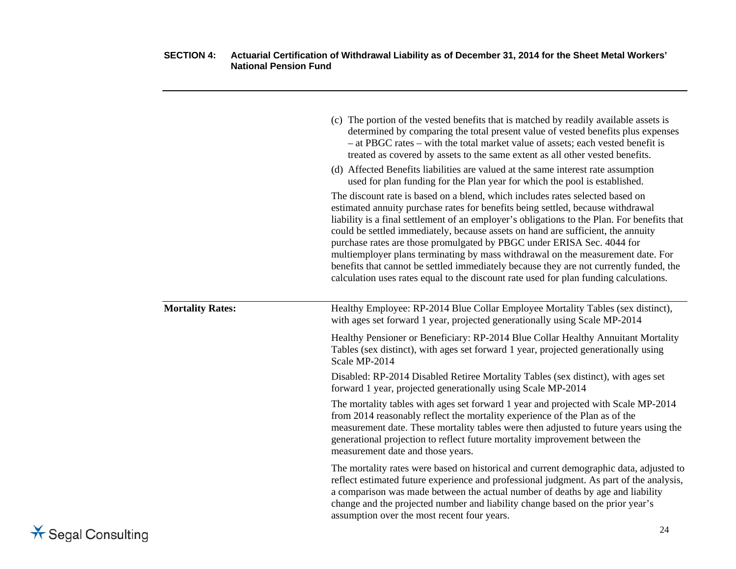(c) The portion of the vested benefits that is matched by readily available assets is determined by comparing the total present value of vested benefits plus expenses – at PBGC rates – with the total market value of assets; each vested benefit is treated as covered by assets to the same extent as all other vested benefits.

(d) Affected Benefits liabilities are valued at the same interest rate assumption used for plan funding for the Plan year for which the pool is established.

The discount rate is based on a blend, which includes rates selected based on estimated annuity purchase rates for benefits being settled, because withdrawal liability is a final settlement of an employer's obligations to the Plan. For benefits that could be settled immediately, because assets on hand are sufficient, the annuity purchase rates are those promulgated by PBGC under ERISA Sec. 4044 for multiemployer plans terminating by mass withdrawal on the measurement date. For benefits that cannot be settled immediately because they are not currently funded, the calculation uses rates equal to the discount rate used for plan funding calculations.

---

**Mortality Rates:**

Healthy Employee: RP-2014 Blue Collar Employee Mortality Tables (sex distinct), with ages set forward 1 year, projected generationally using Scale MP-2014

Healthy Pensioner or Beneficiary: RP-2014 Blue Collar Healthy Annuitant Mortality Tables (sex distinct), with ages set forward 1 year, projected generationally using Scale MP-2014

Disabled: RP-2014 Disabled Retiree Mortality Tables (sex distinct), with ages set forward 1 year, projected generationally using Scale MP-2014

The mortality tables with ages set forward 1 year and projected with Scale MP-2014 from 2014 reasonably reflect the mortality experience of the Plan as of the measurement date. These mortality tables were then adjusted to future years using the generational projection to reflect future mortality improvement between the measurement date and those years.

The mortality rates were based on historical and current demographic data, adjusted to reflect estimated future experience and professional judgment. As part of the analysis, a comparison was made between the actual number of deaths by age and liability change and the projected number and liability change based on the prior year's assumption over the most recent four years.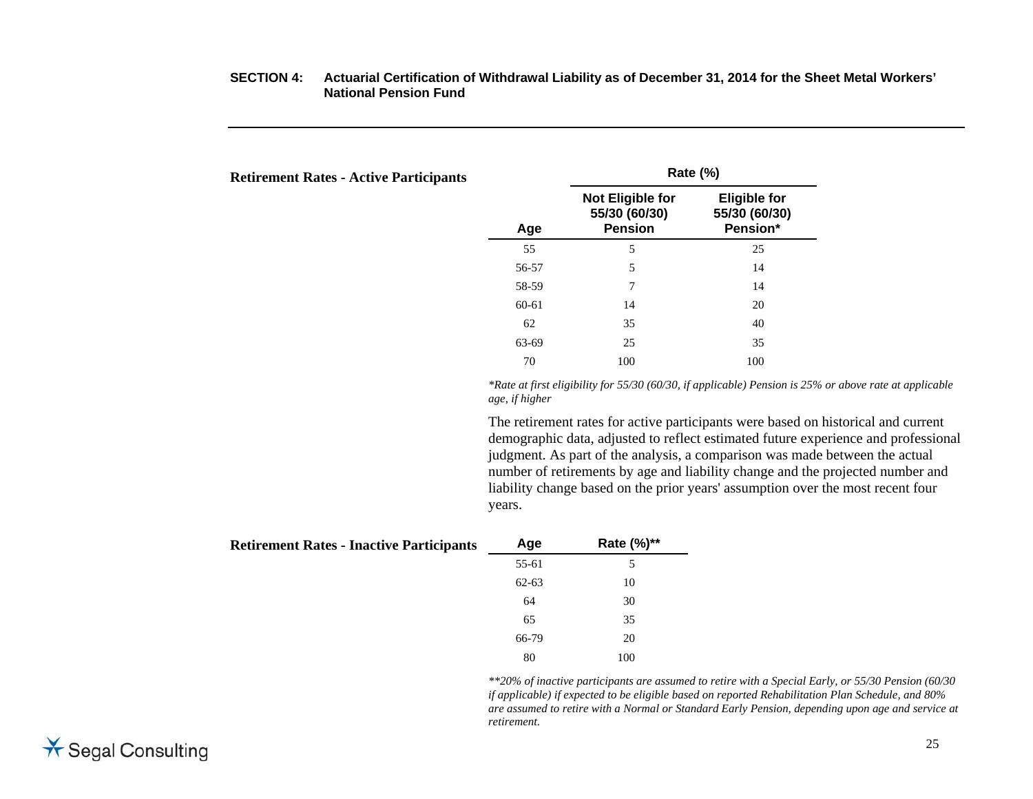**SECTION 4: Actuarial Certification of Withdrawal Liability as of December 31, 2014 for the Sheet Metal Workers' National Pension Fund**

**Retirement Rates - Active Participants**

| | Rate (%) | |
|---|---|---|
| **Age** | **Not Eligible for 55/30 (60/30) Pension** | **Eligible for 55/30 (60/30) Pension*** |
| 55 | 5 | 25 |
| 56-57 | 5 | 14 |
| 58-59 | 7 | 14 |
| 60-61 | 14 | 20 |
| 62 | 35 | 40 |
| 63-69 | 25 | 35 |
| 70 | 100 | 100 |

*\*Rate at first eligibility for 55/30 (60/30, if applicable) Pension is 25% or above rate at applicable age, if higher*

The retirement rates for active participants were based on historical and current demographic data, adjusted to reflect estimated future experience and professional judgment. As part of the analysis, a comparison was made between the actual number of retirements by age and liability change and the projected number and liability change based on the prior years' assumption over the most recent four years.

**Retirement Rates - Inactive Participants**

| Age | Rate (%)** |
|---|---|
| 55-61 | 5 |
| 62-63 | 10 |
| 64 | 30 |
| 65 | 35 |
| 66-79 | 20 |
| 80 | 100 |

*\*\*20% of inactive participants are assumed to retire with a Special Early, or 55/30 Pension (60/30 if applicable) if expected to be eligible based on reported Rehabilitation Plan Schedule, and 80% are assumed to retire with a Normal or Standard Early Pension, depending upon age and service at retirement.*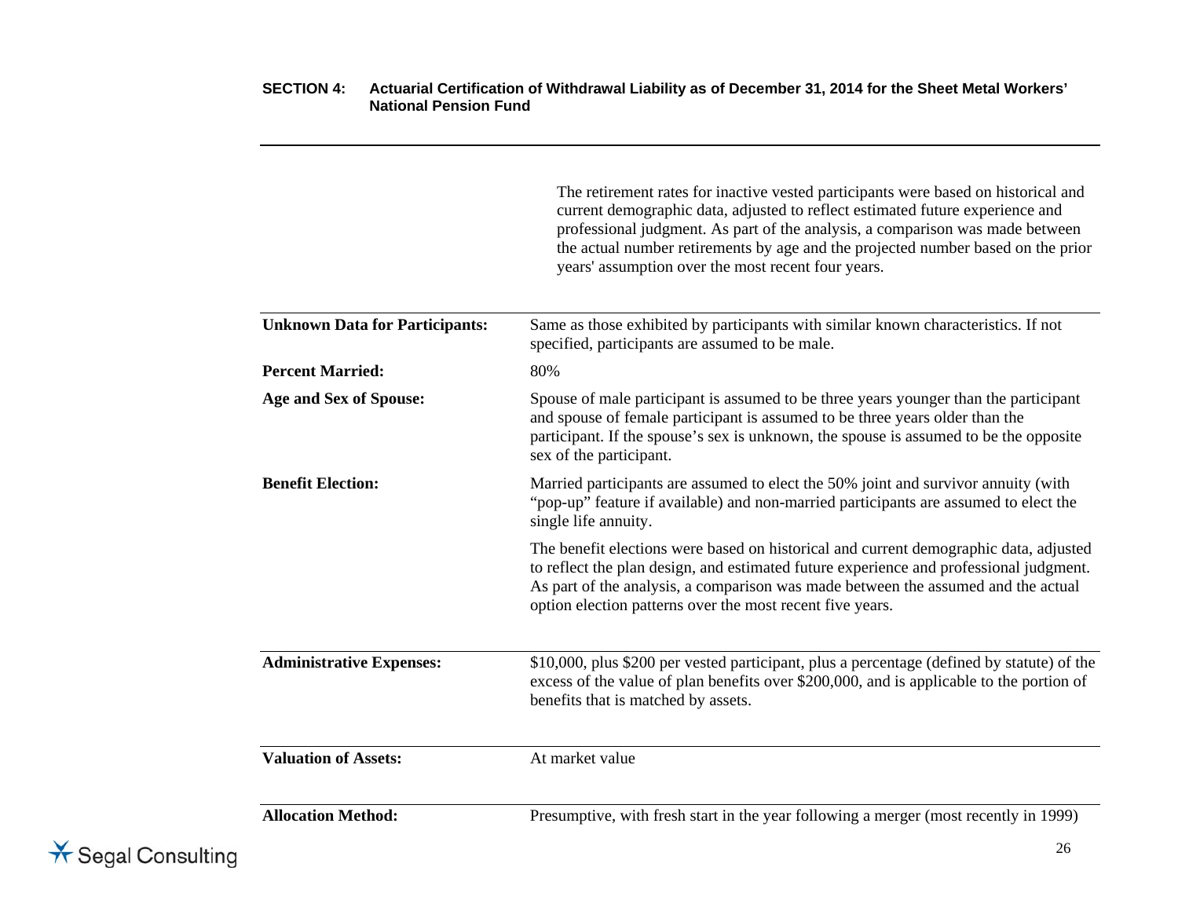The retirement rates for inactive vested participants were based on historical and current demographic data, adjusted to reflect estimated future experience and professional judgment. As part of the analysis, a comparison was made between the actual number retirements by age and the projected number based on the prior years' assumption over the most recent four years.

**Unknown Data for Participants:** Same as those exhibited by participants with similar known characteristics. If not specified, participants are assumed to be male.

**Percent Married:** 80%

**Age and Sex of Spouse:** Spouse of male participant is assumed to be three years younger than the participant and spouse of female participant is assumed to be three years older than the participant. If the spouse's sex is unknown, the spouse is assumed to be the opposite sex of the participant.

**Benefit Election:** Married participants are assumed to elect the 50% joint and survivor annuity (with "pop-up" feature if available) and non-married participants are assumed to elect the single life annuity.

The benefit elections were based on historical and current demographic data, adjusted to reflect the plan design, and estimated future experience and professional judgment. As part of the analysis, a comparison was made between the assumed and the actual option election patterns over the most recent five years.

**Administrative Expenses:** $10,000, plus $200 per vested participant, plus a percentage (defined by statute) of the excess of the value of plan benefits over $200,000, and is applicable to the portion of benefits that is matched by assets.

**Valuation of Assets:** At market value

**Allocation Method:** Presumptive, with fresh start in the year following a merger (most recently in 1999)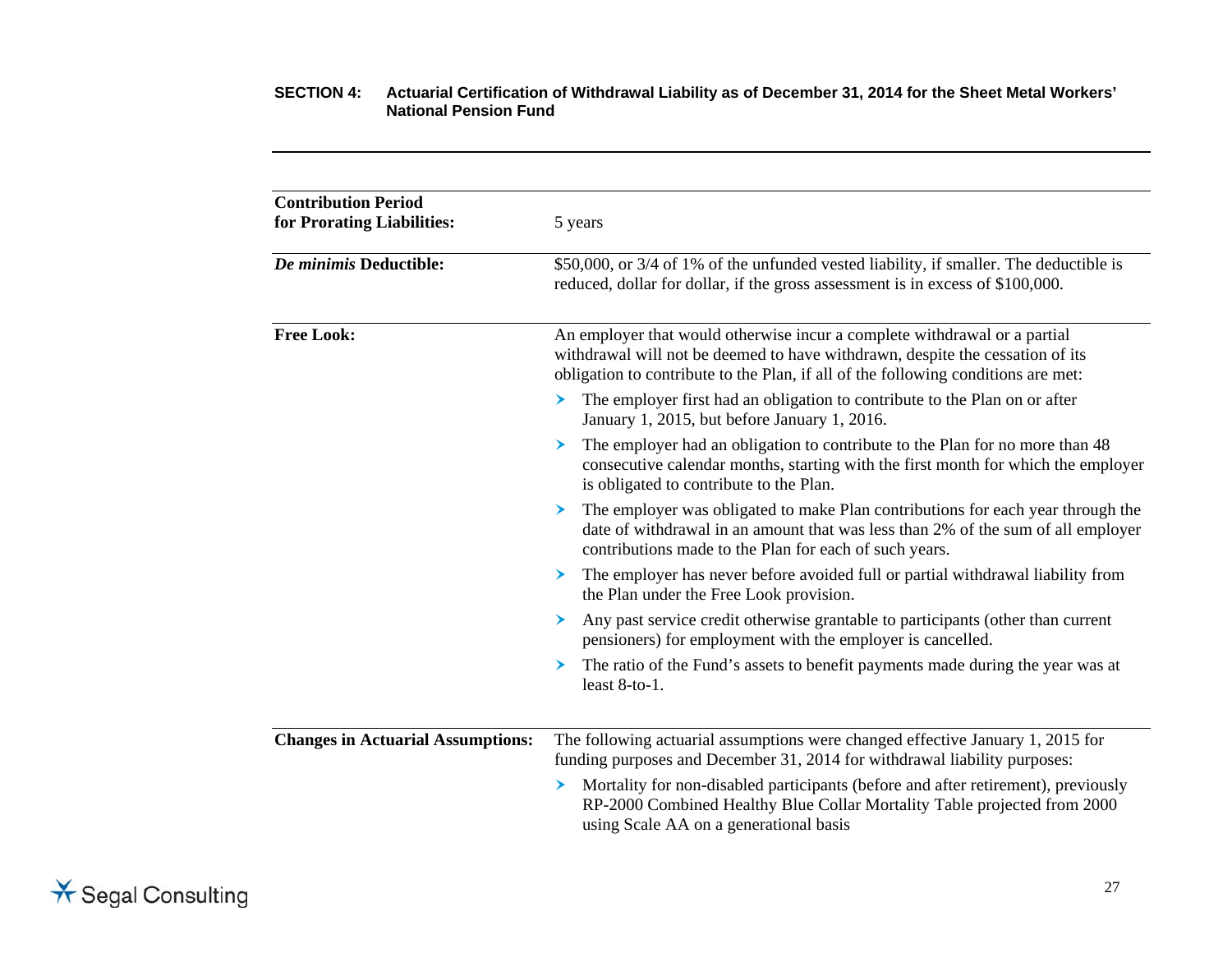**SECTION 4: Actuarial Certification of Withdrawal Liability as of December 31, 2014 for the Sheet Metal Workers' National Pension Fund**

---

| | |
|---|---|
| **Contribution Period for Prorating Liabilities:** | 5 years |
| ***De minimis* Deductible:** | $50,000, or 3/4 of 1% of the unfunded vested liability, if smaller. The deductible is reduced, dollar for dollar, if the gross assessment is in excess of $100,000. |

**Free Look:**

An employer that would otherwise incur a complete withdrawal or a partial withdrawal will not be deemed to have withdrawn, despite the cessation of its obligation to contribute to the Plan, if all of the following conditions are met:

- The employer first had an obligation to contribute to the Plan on or after January 1, 2015, but before January 1, 2016.
- The employer had an obligation to contribute to the Plan for no more than 48 consecutive calendar months, starting with the first month for which the employer is obligated to contribute to the Plan.
- The employer was obligated to make Plan contributions for each year through the date of withdrawal in an amount that was less than 2% of the sum of all employer contributions made to the Plan for each of such years.
- The employer has never before avoided full or partial withdrawal liability from the Plan under the Free Look provision.
- Any past service credit otherwise grantable to participants (other than current pensioners) for employment with the employer is cancelled.
- The ratio of the Fund's assets to benefit payments made during the year was at least 8-to-1.

**Changes in Actuarial Assumptions:**

The following actuarial assumptions were changed effective January 1, 2015 for funding purposes and December 31, 2014 for withdrawal liability purposes:

- Mortality for non-disabled participants (before and after retirement), previously RP-2000 Combined Healthy Blue Collar Mortality Table projected from 2000 using Scale AA on a generational basis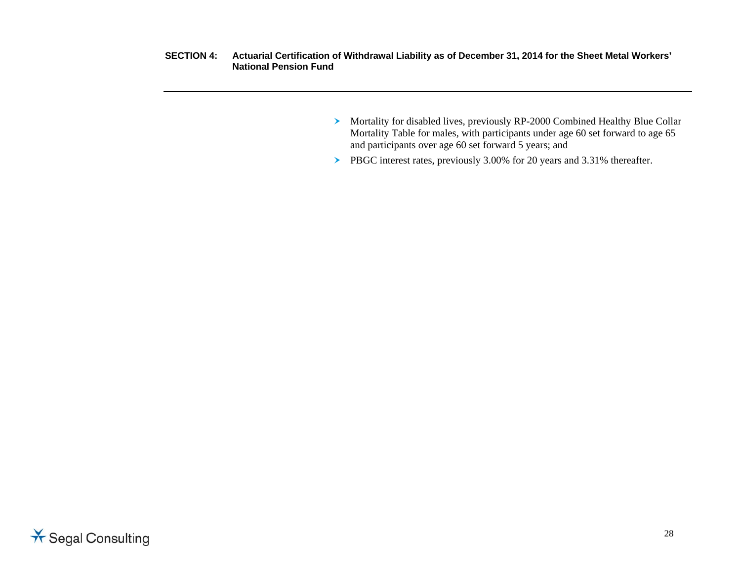- Mortality for disabled lives, previously RP-2000 Combined Healthy Blue Collar Mortality Table for males, with participants under age 60 set forward to age 65 and participants over age 60 set forward 5 years; and
- PBGC interest rates, previously 3.00% for 20 years and 3.31% thereafter.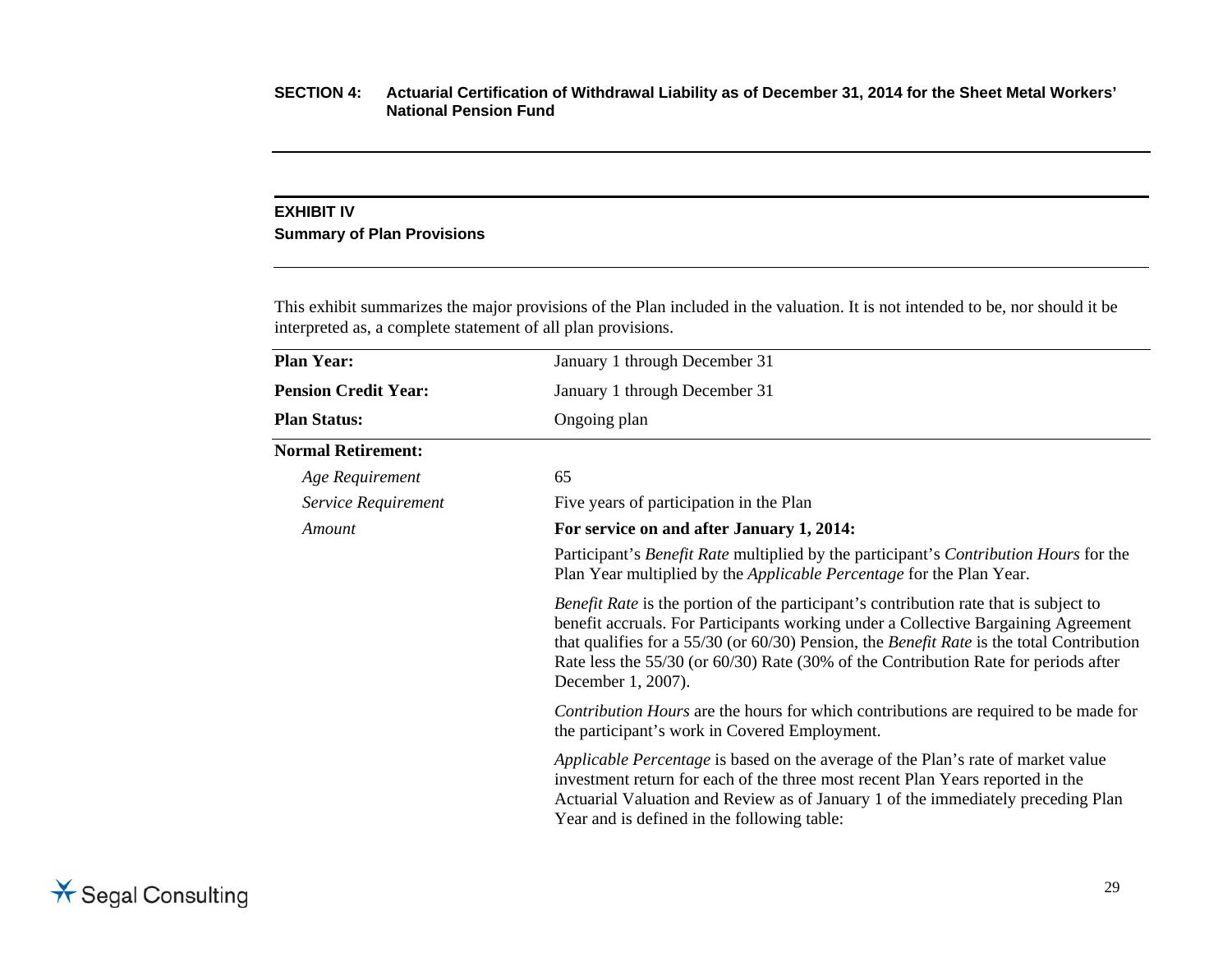**SECTION 4: Actuarial Certification of Withdrawal Liability as of December 31, 2014 for the Sheet Metal Workers' National Pension Fund**

## EXHIBIT IV
### Summary of Plan Provisions

This exhibit summarizes the major provisions of the Plan included in the valuation. It is not intended to be, nor should it be interpreted as, a complete statement of all plan provisions.

| | |
|---|---|
| **Plan Year:** | January 1 through December 31 |
| **Pension Credit Year:** | January 1 through December 31 |
| **Plan Status:** | Ongoing plan |
| **Normal Retirement:** | |
| *Age Requirement* | 65 |
| *Service Requirement* | Five years of participation in the Plan |
| *Amount* | **For service on and after January 1, 2014:** |
| | Participant's *Benefit Rate* multiplied by the participant's *Contribution Hours* for the Plan Year multiplied by the *Applicable Percentage* for the Plan Year. |
| | *Benefit Rate* is the portion of the participant's contribution rate that is subject to benefit accruals. For Participants working under a Collective Bargaining Agreement that qualifies for a 55/30 (or 60/30) Pension, the *Benefit Rate* is the total Contribution Rate less the 55/30 (or 60/30) Rate (30% of the Contribution Rate for periods after December 1, 2007). |
| | *Contribution Hours* are the hours for which contributions are required to be made for the participant's work in Covered Employment. |
| | *Applicable Percentage* is based on the average of the Plan's rate of market value investment return for each of the three most recent Plan Years reported in the Actuarial Valuation and Review as of January 1 of the immediately preceding Plan Year and is defined in the following table: |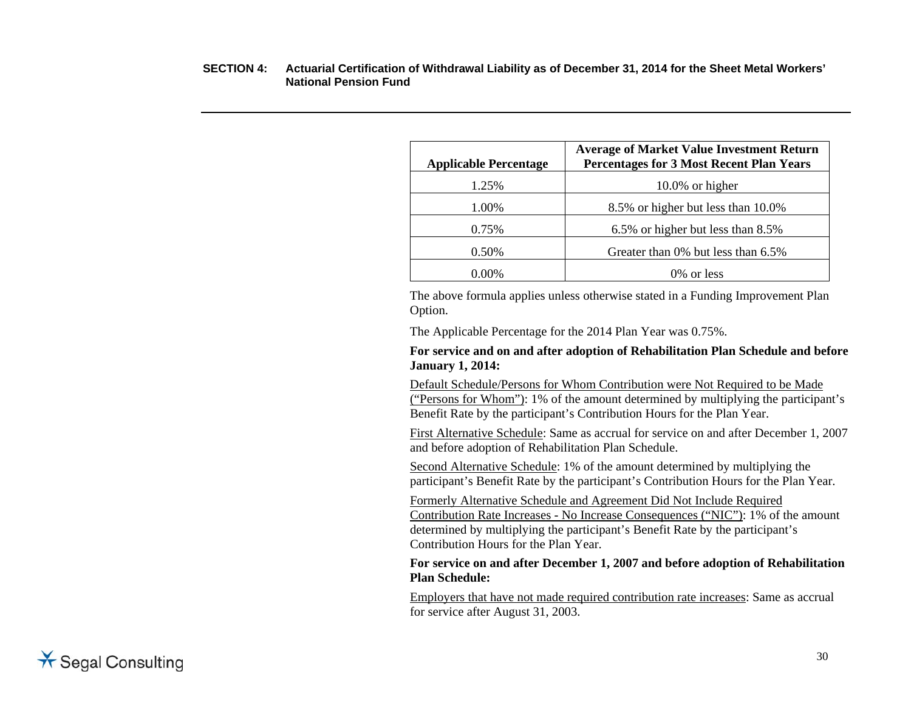| Applicable Percentage | Average of Market Value Investment Return Percentages for 3 Most Recent Plan Years |
|---|---|
| 1.25% | 10.0% or higher |
| 1.00% | 8.5% or higher but less than 10.0% |
| 0.75% | 6.5% or higher but less than 8.5% |
| 0.50% | Greater than 0% but less than 6.5% |
| 0.00% | 0% or less |

The above formula applies unless otherwise stated in a Funding Improvement Plan Option.

The Applicable Percentage for the 2014 Plan Year was 0.75%.

**For service and on and after adoption of Rehabilitation Plan Schedule and before January 1, 2014:**

Default Schedule/Persons for Whom Contribution were Not Required to be Made (“Persons for Whom”): 1% of the amount determined by multiplying the participant’s Benefit Rate by the participant’s Contribution Hours for the Plan Year.

First Alternative Schedule: Same as accrual for service on and after December 1, 2007 and before adoption of Rehabilitation Plan Schedule.

Second Alternative Schedule: 1% of the amount determined by multiplying the participant’s Benefit Rate by the participant’s Contribution Hours for the Plan Year.

Formerly Alternative Schedule and Agreement Did Not Include Required Contribution Rate Increases - No Increase Consequences (“NIC”): 1% of the amount determined by multiplying the participant’s Benefit Rate by the participant’s Contribution Hours for the Plan Year.

**For service on and after December 1, 2007 and before adoption of Rehabilitation Plan Schedule:**

Employers that have not made required contribution rate increases: Same as accrual for service after August 31, 2003.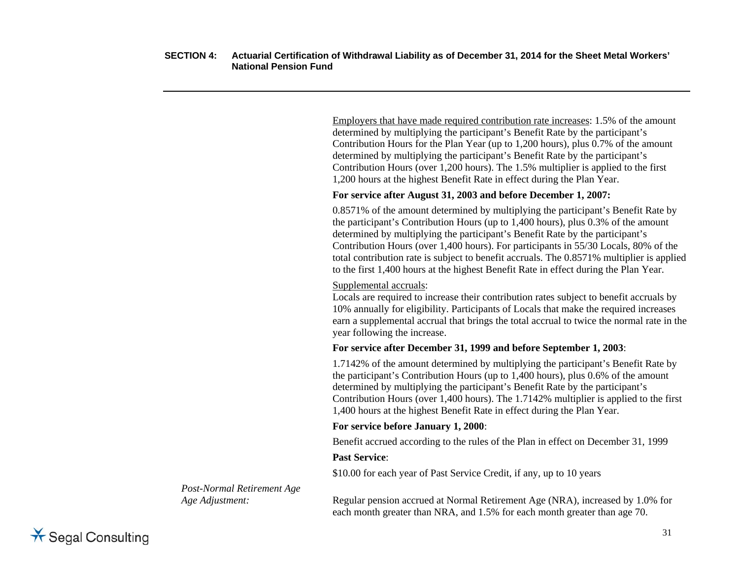Employers that have made required contribution rate increases: 1.5% of the amount determined by multiplying the participant's Benefit Rate by the participant's Contribution Hours for the Plan Year (up to 1,200 hours), plus 0.7% of the amount determined by multiplying the participant's Benefit Rate by the participant's Contribution Hours (over 1,200 hours). The 1.5% multiplier is applied to the first 1,200 hours at the highest Benefit Rate in effect during the Plan Year.

**For service after August 31, 2003 and before December 1, 2007:**

0.8571% of the amount determined by multiplying the participant's Benefit Rate by the participant's Contribution Hours (up to 1,400 hours), plus 0.3% of the amount determined by multiplying the participant's Benefit Rate by the participant's Contribution Hours (over 1,400 hours). For participants in 55/30 Locals, 80% of the total contribution rate is subject to benefit accruals. The 0.8571% multiplier is applied to the first 1,400 hours at the highest Benefit Rate in effect during the Plan Year.

Supplemental accruals:
Locals are required to increase their contribution rates subject to benefit accruals by 10% annually for eligibility. Participants of Locals that make the required increases earn a supplemental accrual that brings the total accrual to twice the normal rate in the year following the increase.

**For service after December 31, 1999 and before September 1, 2003**:

1.7142% of the amount determined by multiplying the participant's Benefit Rate by the participant's Contribution Hours (up to 1,400 hours), plus 0.6% of the amount determined by multiplying the participant's Benefit Rate by the participant's Contribution Hours (over 1,400 hours). The 1.7142% multiplier is applied to the first 1,400 hours at the highest Benefit Rate in effect during the Plan Year.

**For service before January 1, 2000**:

Benefit accrued according to the rules of the Plan in effect on December 31, 1999

**Past Service**:

$10.00 for each year of Past Service Credit, if any, up to 10 years

*Post-Normal Retirement Age Age Adjustment:*

Regular pension accrued at Normal Retirement Age (NRA), increased by 1.0% for each month greater than NRA, and 1.5% for each month greater than age 70.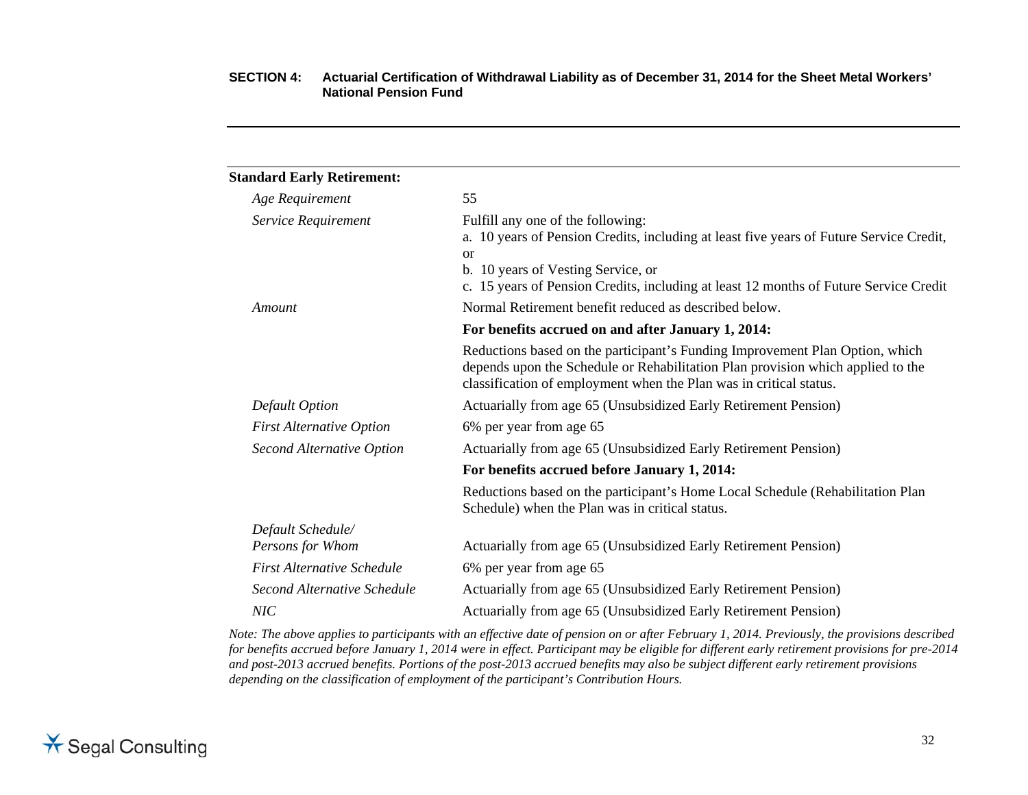**SECTION 4: Actuarial Certification of Withdrawal Liability as of December 31, 2014 for the Sheet Metal Workers' National Pension Fund**

| **Standard Early Retirement:** | |
|---|---|
| *Age Requirement* | 55 |
| *Service Requirement* | Fulfill any one of the following:<br>a. 10 years of Pension Credits, including at least five years of Future Service Credit, or<br>b. 10 years of Vesting Service, or<br>c. 15 years of Pension Credits, including at least 12 months of Future Service Credit |
| *Amount* | Normal Retirement benefit reduced as described below. |
| | **For benefits accrued on and after January 1, 2014:** |
| | Reductions based on the participant's Funding Improvement Plan Option, which depends upon the Schedule or Rehabilitation Plan provision which applied to the classification of employment when the Plan was in critical status. |
| *Default Option* | Actuarially from age 65 (Unsubsidized Early Retirement Pension) |
| *First Alternative Option* | 6% per year from age 65 |
| *Second Alternative Option* | Actuarially from age 65 (Unsubsidized Early Retirement Pension) |
| | **For benefits accrued before January 1, 2014:** |
| | Reductions based on the participant's Home Local Schedule (Rehabilitation Plan Schedule) when the Plan was in critical status. |
| *Default Schedule/ Persons for Whom* | Actuarially from age 65 (Unsubsidized Early Retirement Pension) |
| *First Alternative Schedule* | 6% per year from age 65 |
| *Second Alternative Schedule* | Actuarially from age 65 (Unsubsidized Early Retirement Pension) |
| *NIC* | Actuarially from age 65 (Unsubsidized Early Retirement Pension) |

*Note: The above applies to participants with an effective date of pension on or after February 1, 2014. Previously, the provisions described for benefits accrued before January 1, 2014 were in effect. Participant may be eligible for different early retirement provisions for pre-2014 and post-2013 accrued benefits. Portions of the post-2013 accrued benefits may also be subject different early retirement provisions depending on the classification of employment of the participant's Contribution Hours.*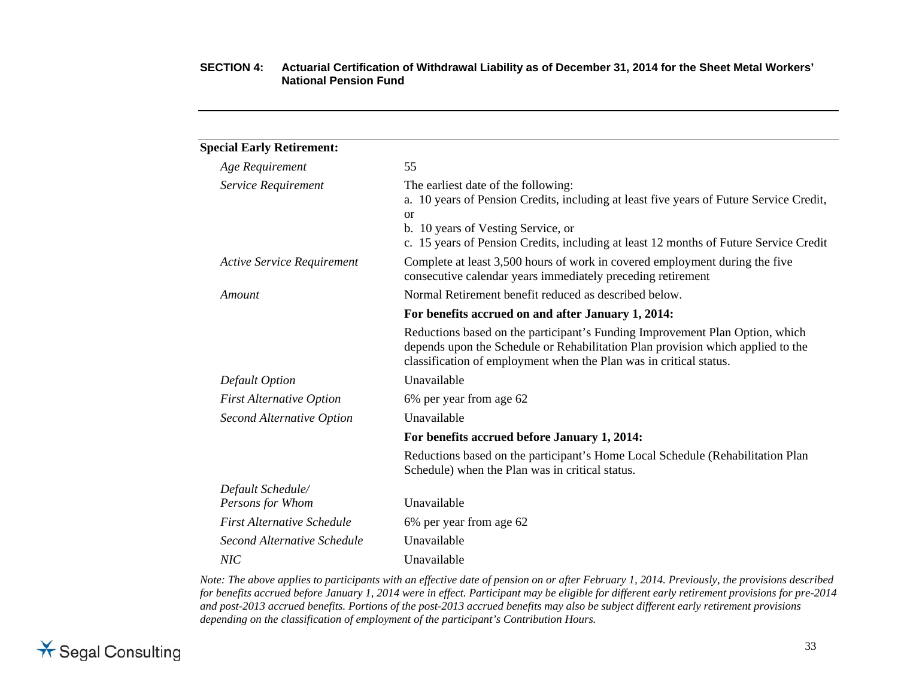**Special Early Retirement:**

| | |
|---|---|
| *Age Requirement* | 55 |
| *Service Requirement* | The earliest date of the following:<br>a. 10 years of Pension Credits, including at least five years of Future Service Credit, or<br>b. 10 years of Vesting Service, or<br>c. 15 years of Pension Credits, including at least 12 months of Future Service Credit |
| *Active Service Requirement* | Complete at least 3,500 hours of work in covered employment during the five consecutive calendar years immediately preceding retirement |
| *Amount* | Normal Retirement benefit reduced as described below. |
| | **For benefits accrued on and after January 1, 2014:** |
| | Reductions based on the participant's Funding Improvement Plan Option, which depends upon the Schedule or Rehabilitation Plan provision which applied to the classification of employment when the Plan was in critical status. |
| *Default Option* | Unavailable |
| *First Alternative Option* | 6% per year from age 62 |
| *Second Alternative Option* | Unavailable |
| | **For benefits accrued before January 1, 2014:** |
| | Reductions based on the participant's Home Local Schedule (Rehabilitation Plan Schedule) when the Plan was in critical status. |
| *Default Schedule/ Persons for Whom* | Unavailable |
| *First Alternative Schedule* | 6% per year from age 62 |
| *Second Alternative Schedule* | Unavailable |
| *NIC* | Unavailable |

*Note: The above applies to participants with an effective date of pension on or after February 1, 2014. Previously, the provisions described for benefits accrued before January 1, 2014 were in effect. Participant may be eligible for different early retirement provisions for pre-2014 and post-2013 accrued benefits. Portions of the post-2013 accrued benefits may also be subject different early retirement provisions depending on the classification of employment of the participant's Contribution Hours.*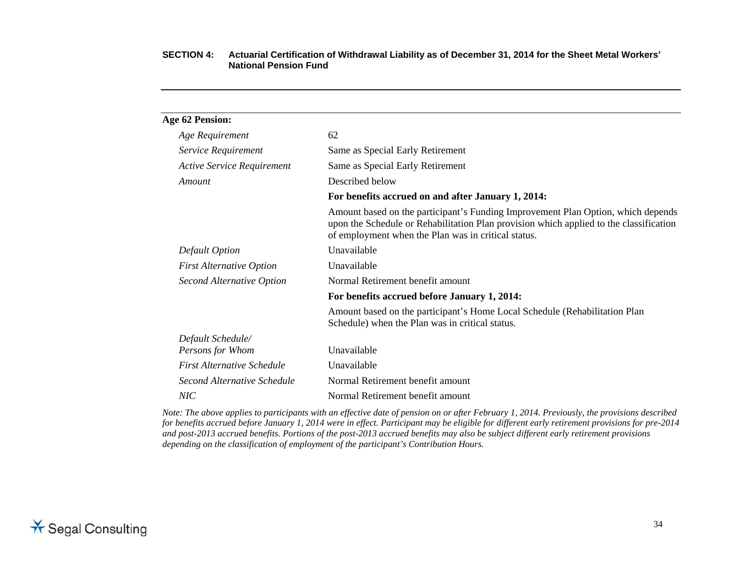**Age 62 Pension:**

| | |
|---|---|
| *Age Requirement* | 62 |
| *Service Requirement* | Same as Special Early Retirement |
| *Active Service Requirement* | Same as Special Early Retirement |
| *Amount* | Described below |
| | **For benefits accrued on and after January 1, 2014:** |
| | Amount based on the participant's Funding Improvement Plan Option, which depends upon the Schedule or Rehabilitation Plan provision which applied to the classification of employment when the Plan was in critical status. |
| *Default Option* | Unavailable |
| *First Alternative Option* | Unavailable |
| *Second Alternative Option* | Normal Retirement benefit amount |
| | **For benefits accrued before January 1, 2014:** |
| | Amount based on the participant's Home Local Schedule (Rehabilitation Plan Schedule) when the Plan was in critical status. |
| *Default Schedule/ Persons for Whom* | Unavailable |
| *First Alternative Schedule* | Unavailable |
| *Second Alternative Schedule* | Normal Retirement benefit amount |
| *NIC* | Normal Retirement benefit amount |

*Note: The above applies to participants with an effective date of pension on or after February 1, 2014. Previously, the provisions described for benefits accrued before January 1, 2014 were in effect. Participant may be eligible for different early retirement provisions for pre-2014 and post-2013 accrued benefits. Portions of the post-2013 accrued benefits may also be subject different early retirement provisions depending on the classification of employment of the participant's Contribution Hours.*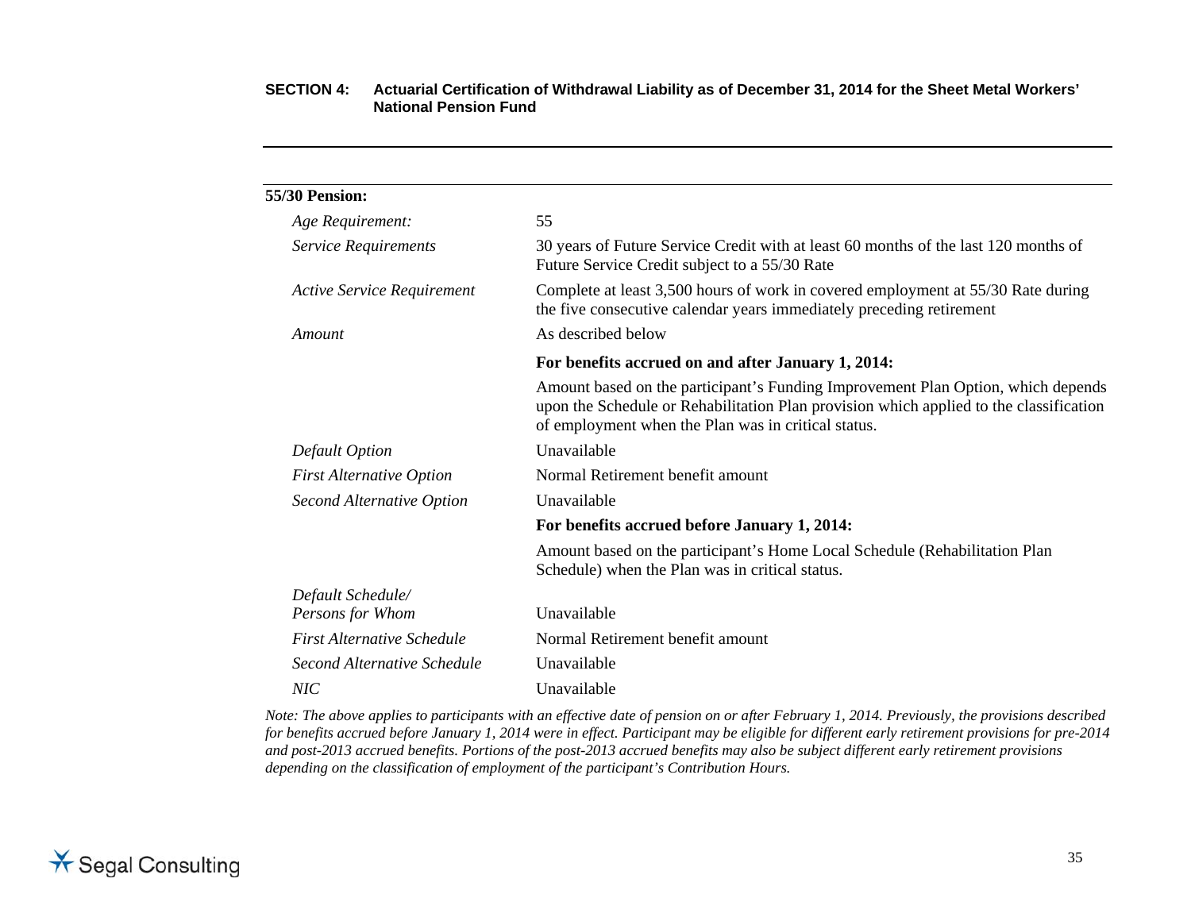**55/30 Pension:**

| | |
|---|---|
| *Age Requirement:* | 55 |
| *Service Requirements* | 30 years of Future Service Credit with at least 60 months of the last 120 months of Future Service Credit subject to a 55/30 Rate |
| *Active Service Requirement* | Complete at least 3,500 hours of work in covered employment at 55/30 Rate during the five consecutive calendar years immediately preceding retirement |
| *Amount* | As described below |
| | **For benefits accrued on and after January 1, 2014:** |
| | Amount based on the participant's Funding Improvement Plan Option, which depends upon the Schedule or Rehabilitation Plan provision which applied to the classification of employment when the Plan was in critical status. |
| *Default Option* | Unavailable |
| *First Alternative Option* | Normal Retirement benefit amount |
| *Second Alternative Option* | Unavailable |
| | **For benefits accrued before January 1, 2014:** |
| | Amount based on the participant's Home Local Schedule (Rehabilitation Plan Schedule) when the Plan was in critical status. |
| *Default Schedule/ Persons for Whom* | Unavailable |
| *First Alternative Schedule* | Normal Retirement benefit amount |
| *Second Alternative Schedule* | Unavailable |
| *NIC* | Unavailable |

*Note: The above applies to participants with an effective date of pension on or after February 1, 2014. Previously, the provisions described for benefits accrued before January 1, 2014 were in effect. Participant may be eligible for different early retirement provisions for pre-2014 and post-2013 accrued benefits. Portions of the post-2013 accrued benefits may also be subject different early retirement provisions depending on the classification of employment of the participant's Contribution Hours.*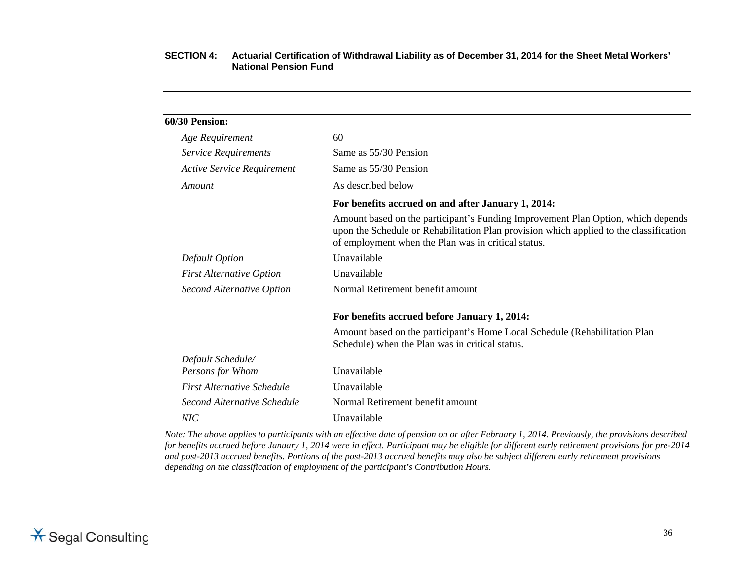**60/30 Pension:**

| | |
|---|---|
| *Age Requirement* | 60 |
| *Service Requirements* | Same as 55/30 Pension |
| *Active Service Requirement* | Same as 55/30 Pension |
| *Amount* | As described below |
| | **For benefits accrued on and after January 1, 2014:** |
| | Amount based on the participant's Funding Improvement Plan Option, which depends upon the Schedule or Rehabilitation Plan provision which applied to the classification of employment when the Plan was in critical status. |
| *Default Option* | Unavailable |
| *First Alternative Option* | Unavailable |
| *Second Alternative Option* | Normal Retirement benefit amount |
| | **For benefits accrued before January 1, 2014:** |
| | Amount based on the participant's Home Local Schedule (Rehabilitation Plan Schedule) when the Plan was in critical status. |
| *Default Schedule/ Persons for Whom* | Unavailable |
| *First Alternative Schedule* | Unavailable |
| *Second Alternative Schedule* | Normal Retirement benefit amount |
| *NIC* | Unavailable |

*Note: The above applies to participants with an effective date of pension on or after February 1, 2014. Previously, the provisions described for benefits accrued before January 1, 2014 were in effect. Participant may be eligible for different early retirement provisions for pre-2014 and post-2013 accrued benefits. Portions of the post-2013 accrued benefits may also be subject different early retirement provisions depending on the classification of employment of the participant's Contribution Hours.*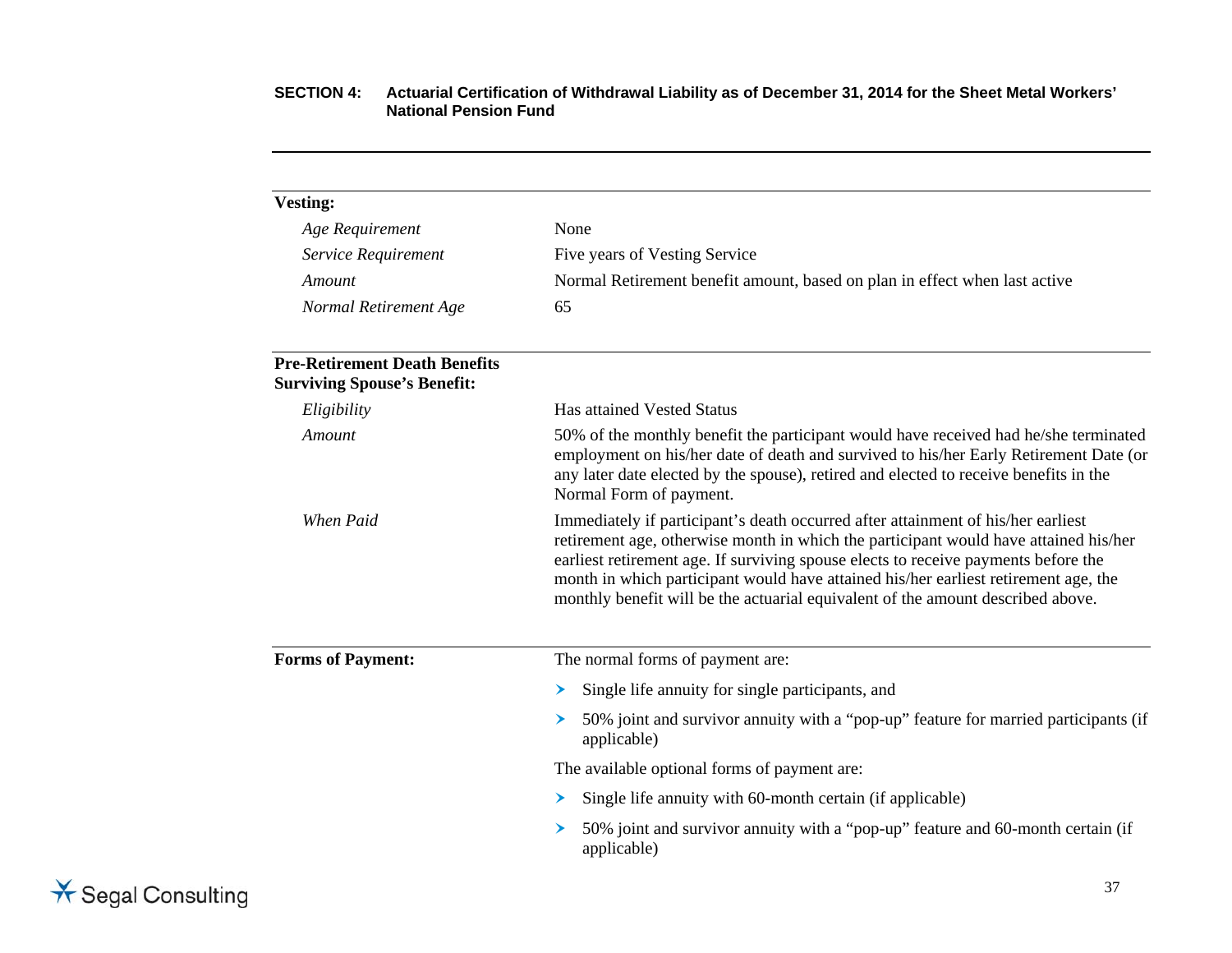**SECTION 4: Actuarial Certification of Withdrawal Liability as of December 31, 2014 for the Sheet Metal Workers' National Pension Fund**

---

**Vesting:**

| | |
|---|---|
| *Age Requirement* | None |
| *Service Requirement* | Five years of Vesting Service |
| *Amount* | Normal Retirement benefit amount, based on plan in effect when last active |
| *Normal Retirement Age* | 65 |

---

**Pre-Retirement Death Benefits**
**Surviving Spouse's Benefit:**

| | |
|---|---|
| *Eligibility* | Has attained Vested Status |
| *Amount* | 50% of the monthly benefit the participant would have received had he/she terminated employment on his/her date of death and survived to his/her Early Retirement Date (or any later date elected by the spouse), retired and elected to receive benefits in the Normal Form of payment. |
| *When Paid* | Immediately if participant's death occurred after attainment of his/her earliest retirement age, otherwise month in which the participant would have attained his/her earliest retirement age. If surviving spouse elects to receive payments before the month in which participant would have attained his/her earliest retirement age, the monthly benefit will be the actuarial equivalent of the amount described above. |

---

**Forms of Payment:**

The normal forms of payment are:

- Single life annuity for single participants, and
- 50% joint and survivor annuity with a "pop-up" feature for married participants (if applicable)

The available optional forms of payment are:

- Single life annuity with 60-month certain (if applicable)
- 50% joint and survivor annuity with a "pop-up" feature and 60-month certain (if applicable)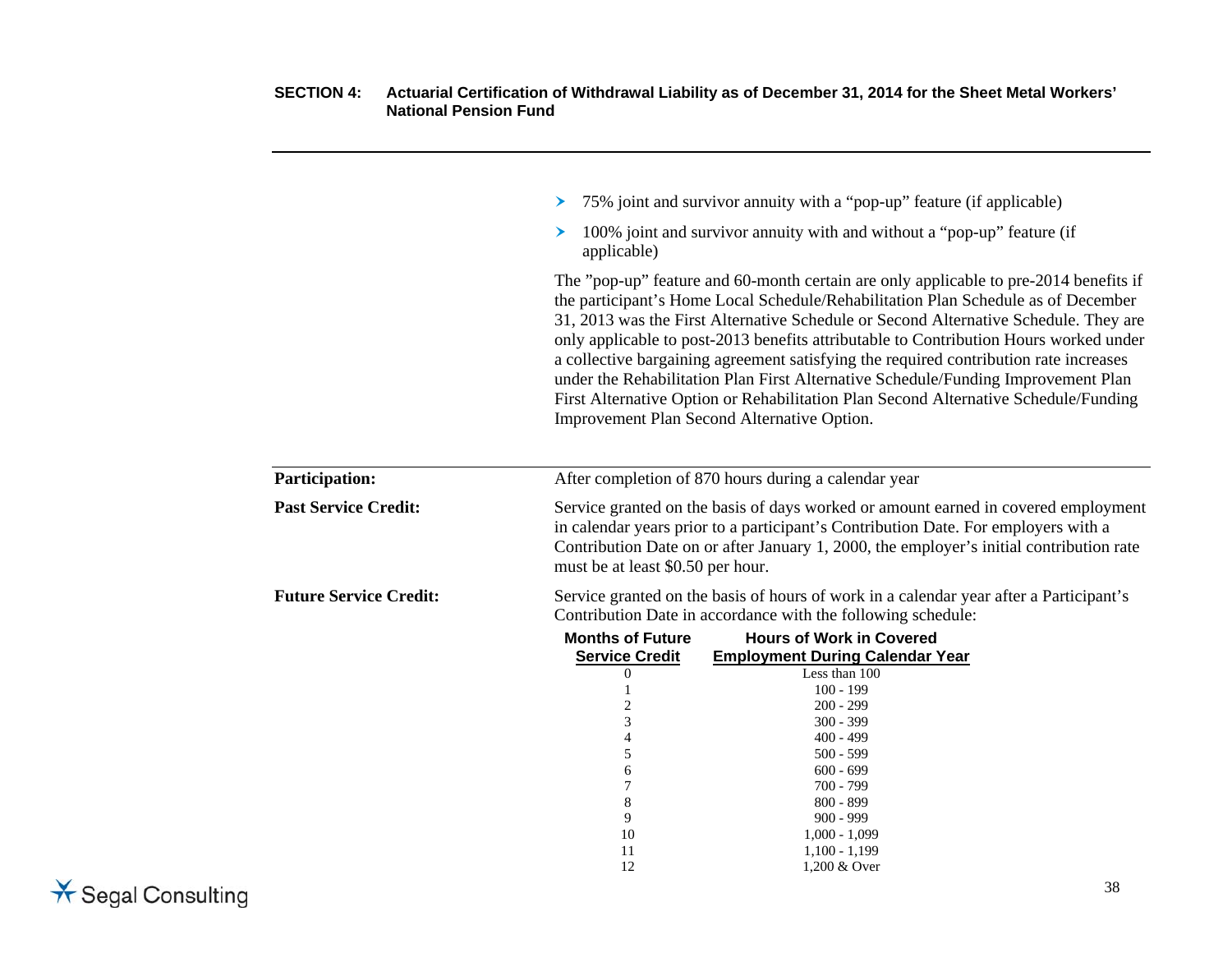- 75% joint and survivor annuity with a "pop-up" feature (if applicable)
- 100% joint and survivor annuity with and without a "pop-up" feature (if applicable)

The "pop-up" feature and 60-month certain are only applicable to pre-2014 benefits if the participant's Home Local Schedule/Rehabilitation Plan Schedule as of December 31, 2013 was the First Alternative Schedule or Second Alternative Schedule. They are only applicable to post-2013 benefits attributable to Contribution Hours worked under a collective bargaining agreement satisfying the required contribution rate increases under the Rehabilitation Plan First Alternative Schedule/Funding Improvement Plan First Alternative Option or Rehabilitation Plan Second Alternative Schedule/Funding Improvement Plan Second Alternative Option.

**Participation:** After completion of 870 hours during a calendar year

**Past Service Credit:** Service granted on the basis of days worked or amount earned in covered employment in calendar years prior to a participant's Contribution Date. For employers with a Contribution Date on or after January 1, 2000, the employer's initial contribution rate must be at least $0.50 per hour.

**Future Service Credit:** Service granted on the basis of hours of work in a calendar year after a Participant's Contribution Date in accordance with the following schedule:

| Months of Future Service Credit | Hours of Work in Covered Employment During Calendar Year |
|---|---|
| 0 | Less than 100 |
| 1 | 100 - 199 |
| 2 | 200 - 299 |
| 3 | 300 - 399 |
| 4 | 400 - 499 |
| 5 | 500 - 599 |
| 6 | 600 - 699 |
| 7 | 700 - 799 |
| 8 | 800 - 899 |
| 9 | 900 - 999 |
| 10 | 1,000 - 1,099 |
| 11 | 1,100 - 1,199 |
| 12 | 1,200 & Over |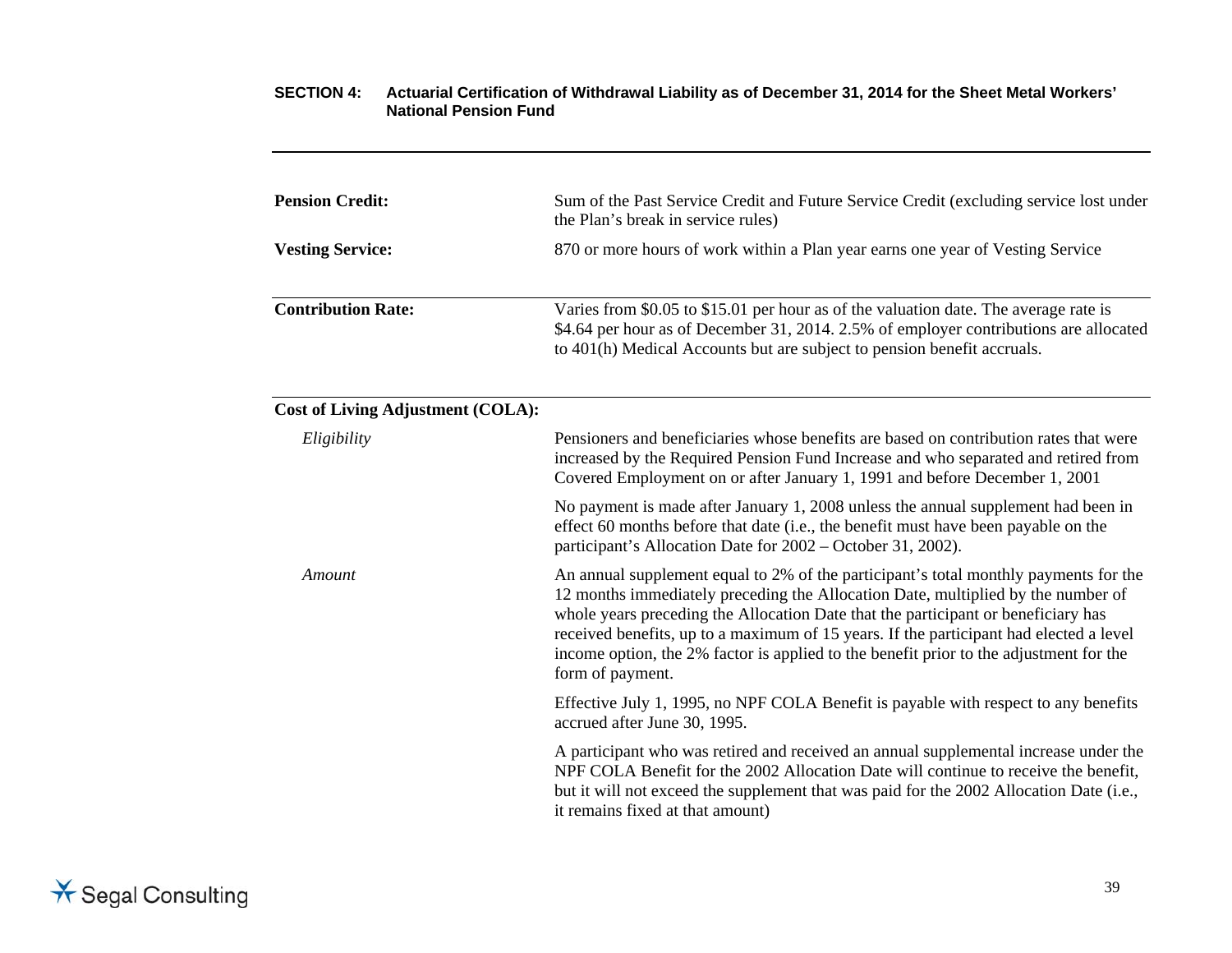**SECTION 4: Actuarial Certification of Withdrawal Liability as of December 31, 2014 for the Sheet Metal Workers' National Pension Fund**

---

| | |
|---|---|
| **Pension Credit:** | Sum of the Past Service Credit and Future Service Credit (excluding service lost under the Plan's break in service rules) |
| **Vesting Service:** | 870 or more hours of work within a Plan year earns one year of Vesting Service |
| **Contribution Rate:** | Varies from \$0.05 to \$15.01 per hour as of the valuation date. The average rate is \$4.64 per hour as of December 31, 2014. 2.5% of employer contributions are allocated to 401(h) Medical Accounts but are subject to pension benefit accruals. |
| **Cost of Living Adjustment (COLA):** | |
| *Eligibility* | Pensioners and beneficiaries whose benefits are based on contribution rates that were increased by the Required Pension Fund Increase and who separated and retired from Covered Employment on or after January 1, 1991 and before December 1, 2001<br><br>No payment is made after January 1, 2008 unless the annual supplement had been in effect 60 months before that date (i.e., the benefit must have been payable on the participant's Allocation Date for 2002 – October 31, 2002). |
| *Amount* | An annual supplement equal to 2% of the participant's total monthly payments for the 12 months immediately preceding the Allocation Date, multiplied by the number of whole years preceding the Allocation Date that the participant or beneficiary has received benefits, up to a maximum of 15 years. If the participant had elected a level income option, the 2% factor is applied to the benefit prior to the adjustment for the form of payment.<br><br>Effective July 1, 1995, no NPF COLA Benefit is payable with respect to any benefits accrued after June 30, 1995.<br><br>A participant who was retired and received an annual supplemental increase under the NPF COLA Benefit for the 2002 Allocation Date will continue to receive the benefit, but it will not exceed the supplement that was paid for the 2002 Allocation Date (i.e., it remains fixed at that amount) |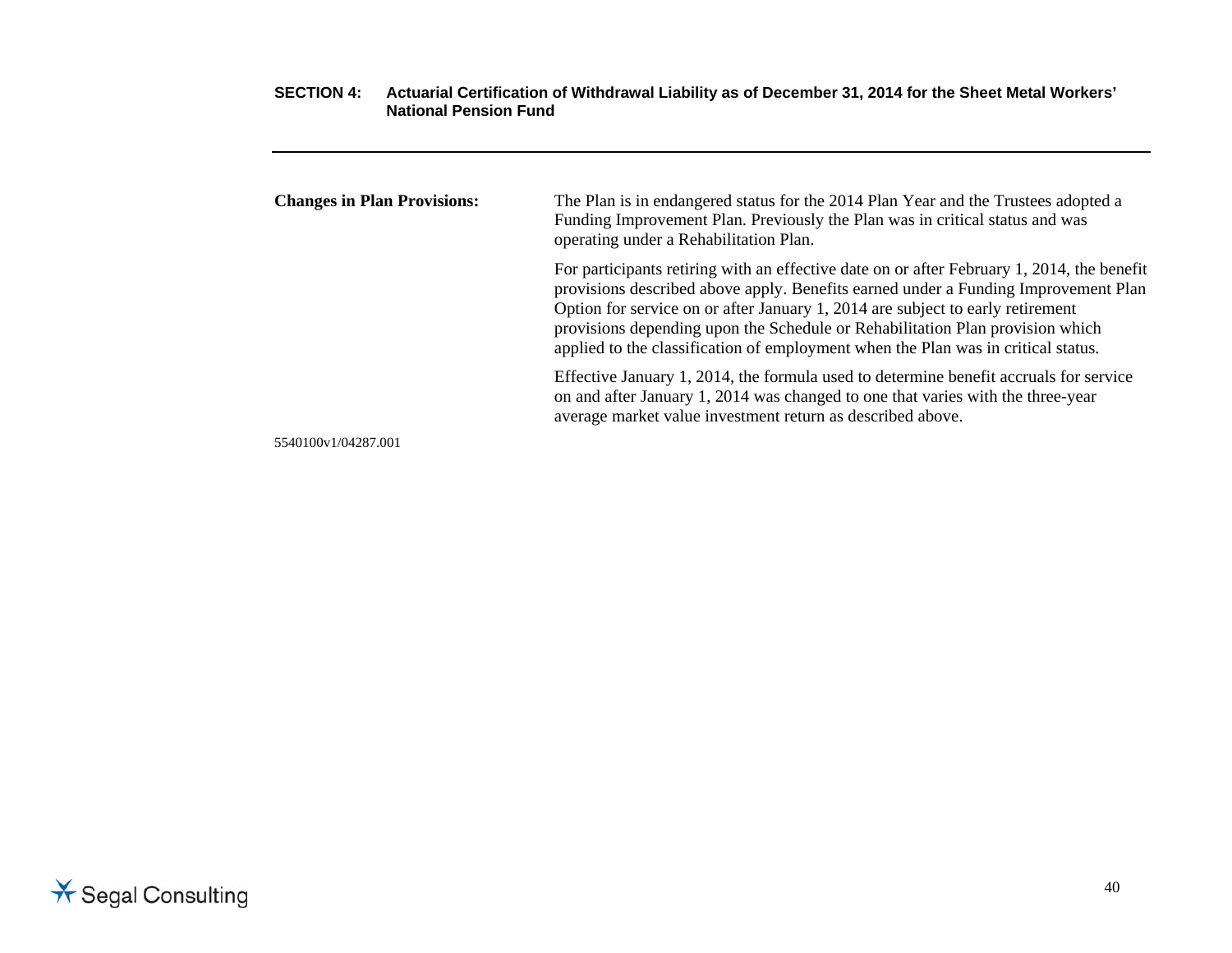**Changes in Plan Provisions:**

The Plan is in endangered status for the 2014 Plan Year and the Trustees adopted a Funding Improvement Plan. Previously the Plan was in critical status and was operating under a Rehabilitation Plan.

For participants retiring with an effective date on or after February 1, 2014, the benefit provisions described above apply. Benefits earned under a Funding Improvement Plan Option for service on or after January 1, 2014 are subject to early retirement provisions depending upon the Schedule or Rehabilitation Plan provision which applied to the classification of employment when the Plan was in critical status.

Effective January 1, 2014, the formula used to determine benefit accruals for service on and after January 1, 2014 was changed to one that varies with the three-year average market value investment return as described above.

5540100v1/04287.001